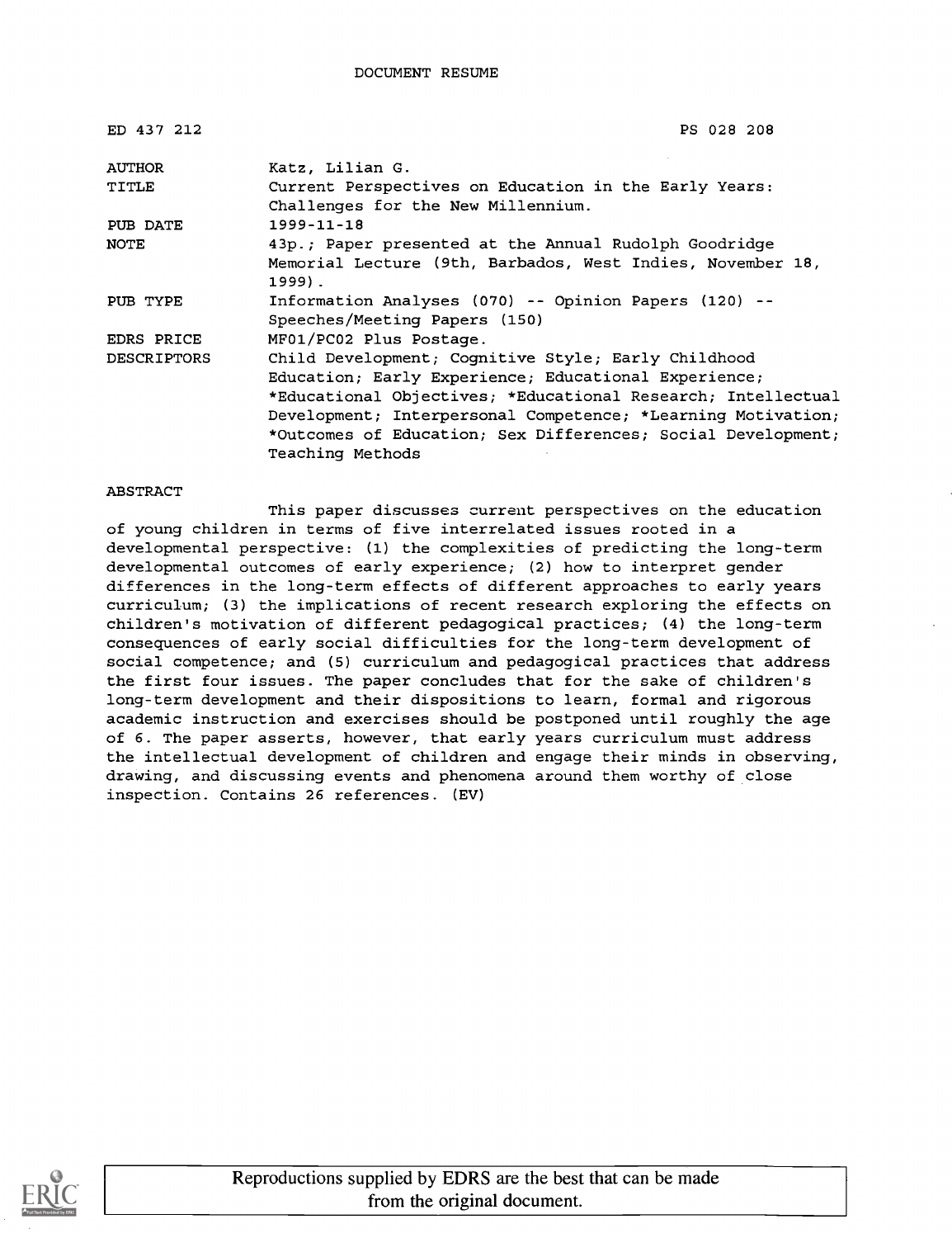DOCUMENT RESUME

| | |
|---|---|
| ED 437 212 | PS 028 208 |
| AUTHOR | Katz, Lilian G. |
| TITLE | Current Perspectives on Education in the Early Years: Challenges for the New Millennium. |
| PUB DATE | 1999-11-18 |
| NOTE | 43p.; Paper presented at the Annual Rudolph Goodridge Memorial Lecture (9th, Barbados, West Indies, November 18, 1999). |
| PUB TYPE | Information Analyses (070) -- Opinion Papers (120) -- Speeches/Meeting Papers (150) |
| EDRS PRICE | MF01/PC02 Plus Postage. |
| DESCRIPTORS | Child Development; Cognitive Style; Early Childhood Education; Early Experience; Educational Experience; *Educational Objectives; *Educational Research; Intellectual Development; Interpersonal Competence; *Learning Motivation; *Outcomes of Education; Sex Differences; Social Development; Teaching Methods |

ABSTRACT

This paper discusses current perspectives on the education of young children in terms of five interrelated issues rooted in a developmental perspective: (1) the complexities of predicting the long-term developmental outcomes of early experience; (2) how to interpret gender differences in the long-term effects of different approaches to early years curriculum; (3) the implications of recent research exploring the effects on children's motivation of different pedagogical practices; (4) the long-term consequences of early social difficulties for the long-term development of social competence; and (5) curriculum and pedagogical practices that address the first four issues. The paper concludes that for the sake of children's long-term development and their dispositions to learn, formal and rigorous academic instruction and exercises should be postponed until roughly the age of 6. The paper asserts, however, that early years curriculum must address the intellectual development of children and engage their minds in observing, drawing, and discussing events and phenomena around them worthy of close inspection. Contains 26 references. (EV)

Reproductions supplied by EDRS are the best that can be made from the original document.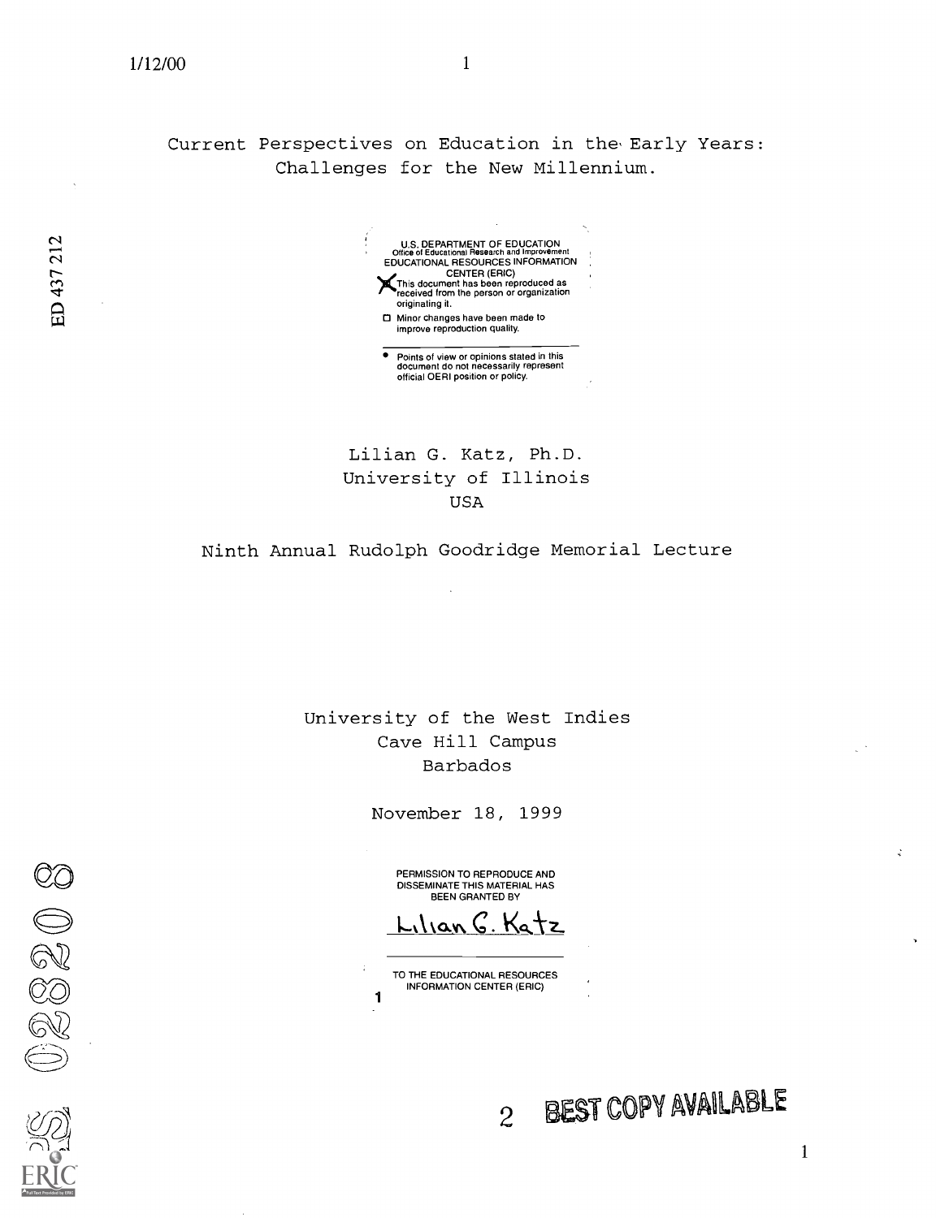# Current Perspectives on Education in the Early Years: Challenges for the New Millennium.

U.S. DEPARTMENT OF EDUCATION
Office of Educational Research and Improvement
EDUCATIONAL RESOURCES INFORMATION CENTER (ERIC)

- [x] This document has been reproduced as received from the person or organization originating it.
- [ ] Minor changes have been made to improve reproduction quality.

- Points of view or opinions stated in this document do not necessarily represent official OERI position or policy.

Lilian G. Katz, Ph.D.
University of Illinois
USA

Ninth Annual Rudolph Goodridge Memorial Lecture

University of the West Indies
Cave Hill Campus
Barbados

November 18, 1999

PERMISSION TO REPRODUCE AND DISSEMINATE THIS MATERIAL HAS BEEN GRANTED BY

Lilian G. Katz

TO THE EDUCATIONAL RESOURCES INFORMATION CENTER (ERIC)

BEST COPY AVAILABLE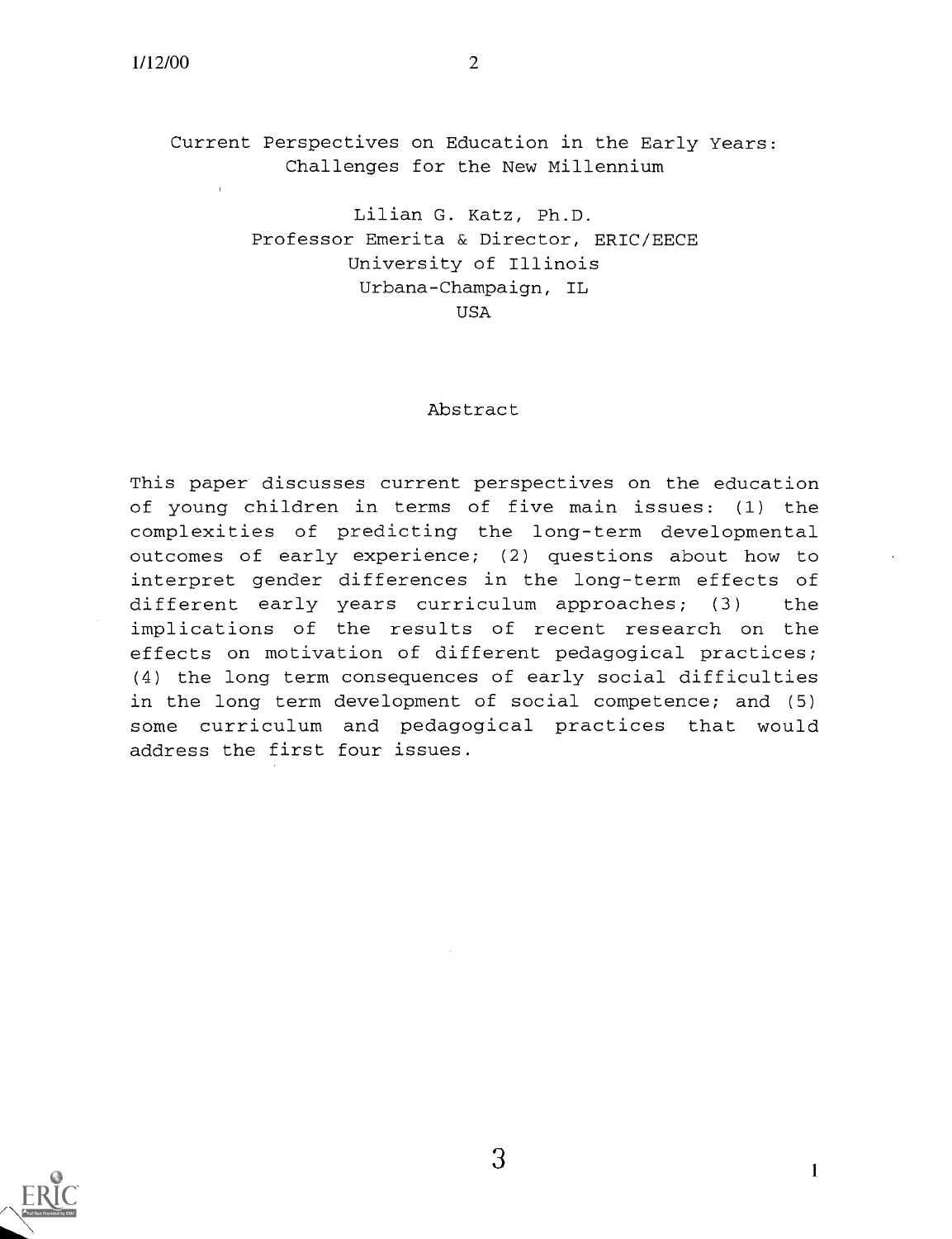Current Perspectives on Education in the Early Years: Challenges for the New Millennium

Lilian G. Katz, Ph.D.
Professor Emerita & Director, ERIC/EECE
University of Illinois
Urbana-Champaign, IL
USA

## Abstract

This paper discusses current perspectives on the education of young children in terms of five main issues: (1) the complexities of predicting the long-term developmental outcomes of early experience; (2) questions about how to interpret gender differences in the long-term effects of different early years curriculum approaches; (3) the implications of the results of recent research on the effects on motivation of different pedagogical practices; (4) the long term consequences of early social difficulties in the long term development of social competence; and (5) some curriculum and pedagogical practices that would address the first four issues.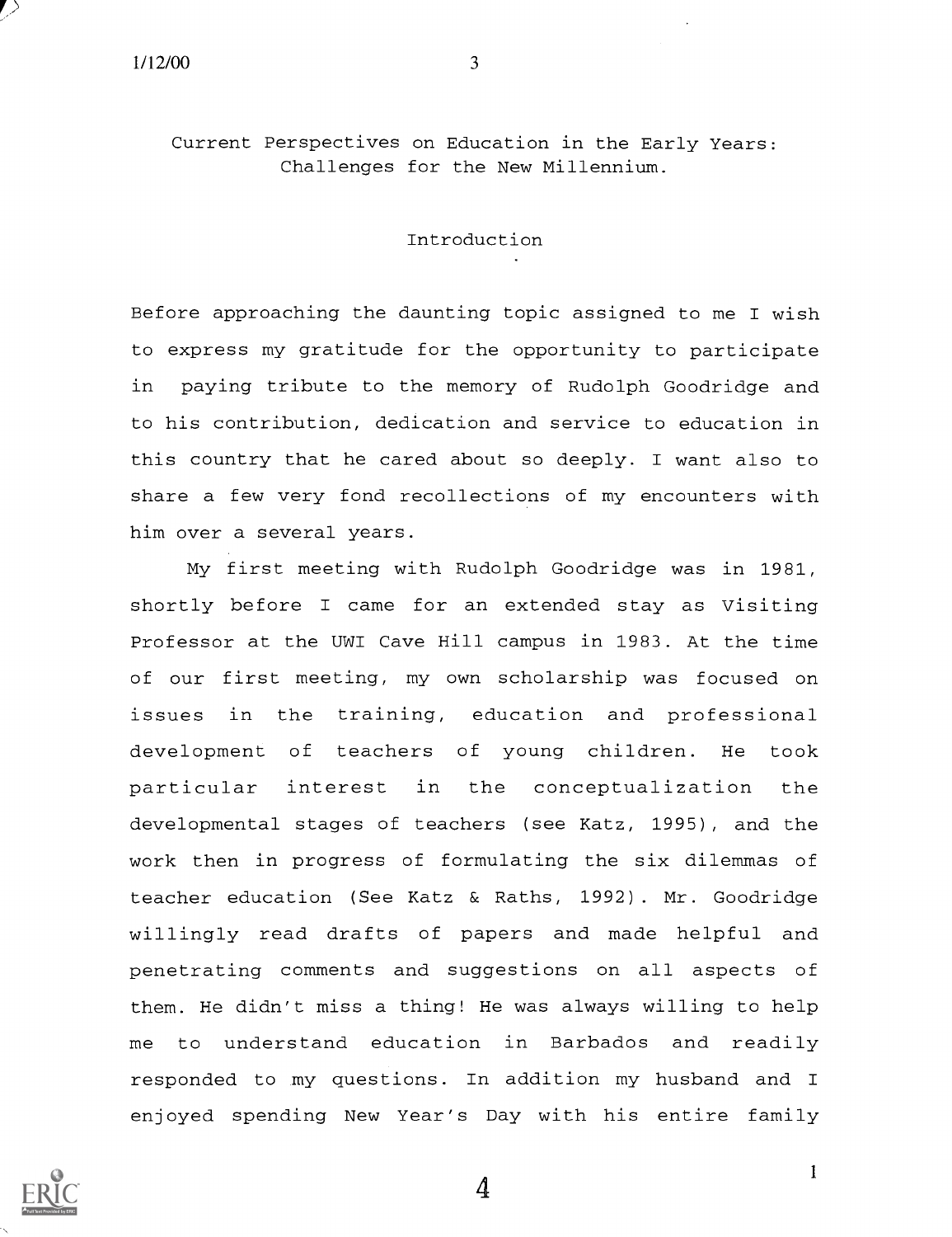Current Perspectives on Education in the Early Years: Challenges for the New Millennium.

## Introduction

Before approaching the daunting topic assigned to me I wish to express my gratitude for the opportunity to participate in paying tribute to the memory of Rudolph Goodridge and to his contribution, dedication and service to education in this country that he cared about so deeply. I want also to share a few very fond recollections of my encounters with him over a several years.

My first meeting with Rudolph Goodridge was in 1981, shortly before I came for an extended stay as Visiting Professor at the UWI Cave Hill campus in 1983. At the time of our first meeting, my own scholarship was focused on issues in the training, education and professional development of teachers of young children. He took particular interest in the conceptualization the developmental stages of teachers (see Katz, 1995), and the work then in progress of formulating the six dilemmas of teacher education (See Katz & Raths, 1992). Mr. Goodridge willingly read drafts of papers and made helpful and penetrating comments and suggestions on all aspects of them. He didn't miss a thing! He was always willing to help me to understand education in Barbados and readily responded to my questions. In addition my husband and I enjoyed spending New Year's Day with his entire family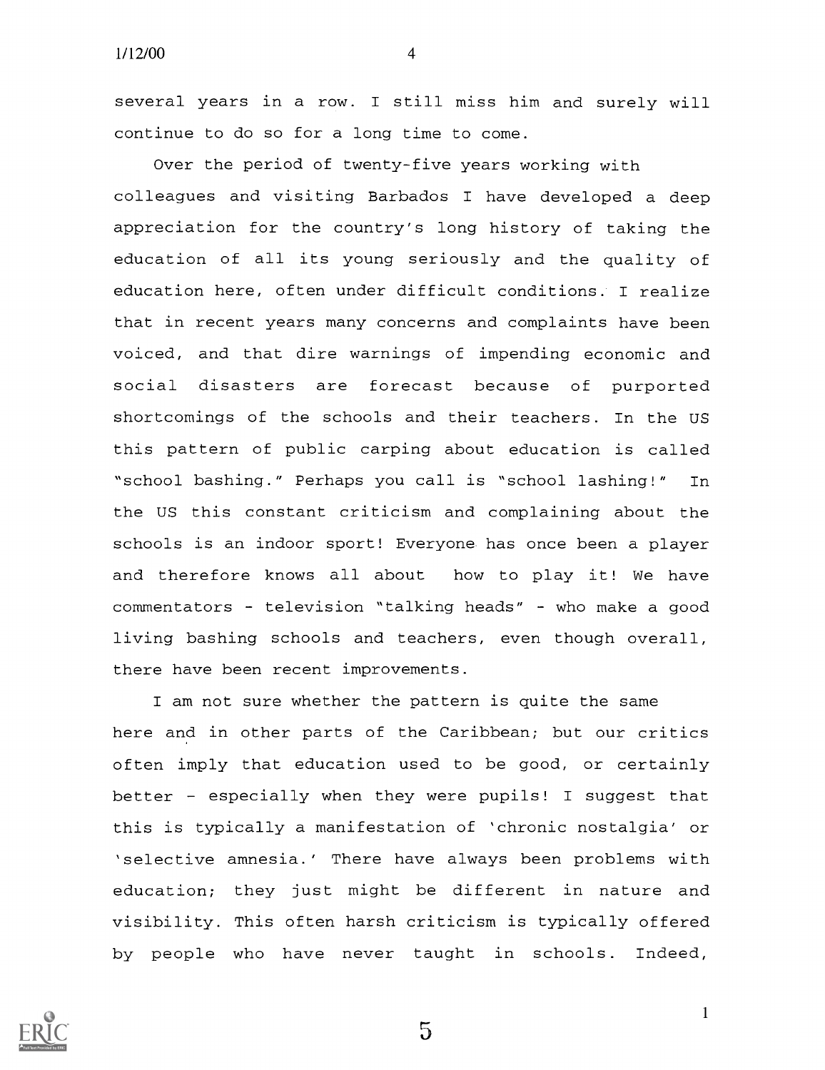several years in a row. I still miss him and surely will continue to do so for a long time to come.

Over the period of twenty-five years working with colleagues and visiting Barbados I have developed a deep appreciation for the country's long history of taking the education of all its young seriously and the quality of education here, often under difficult conditions. I realize that in recent years many concerns and complaints have been voiced, and that dire warnings of impending economic and social disasters are forecast because of purported shortcomings of the schools and their teachers. In the US this pattern of public carping about education is called "school bashing." Perhaps you call is "school lashing!" In the US this constant criticism and complaining about the schools is an indoor sport! Everyone has once been a player and therefore knows all about how to play it! We have commentators - television "talking heads" - who make a good living bashing schools and teachers, even though overall, there have been recent improvements.

I am not sure whether the pattern is quite the same here and in other parts of the Caribbean; but our critics often imply that education used to be good, or certainly better - especially when they were pupils! I suggest that this is typically a manifestation of 'chronic nostalgia' or 'selective amnesia.' There have always been problems with education; they just might be different in nature and visibility. This often harsh criticism is typically offered by people who have never taught in schools. Indeed,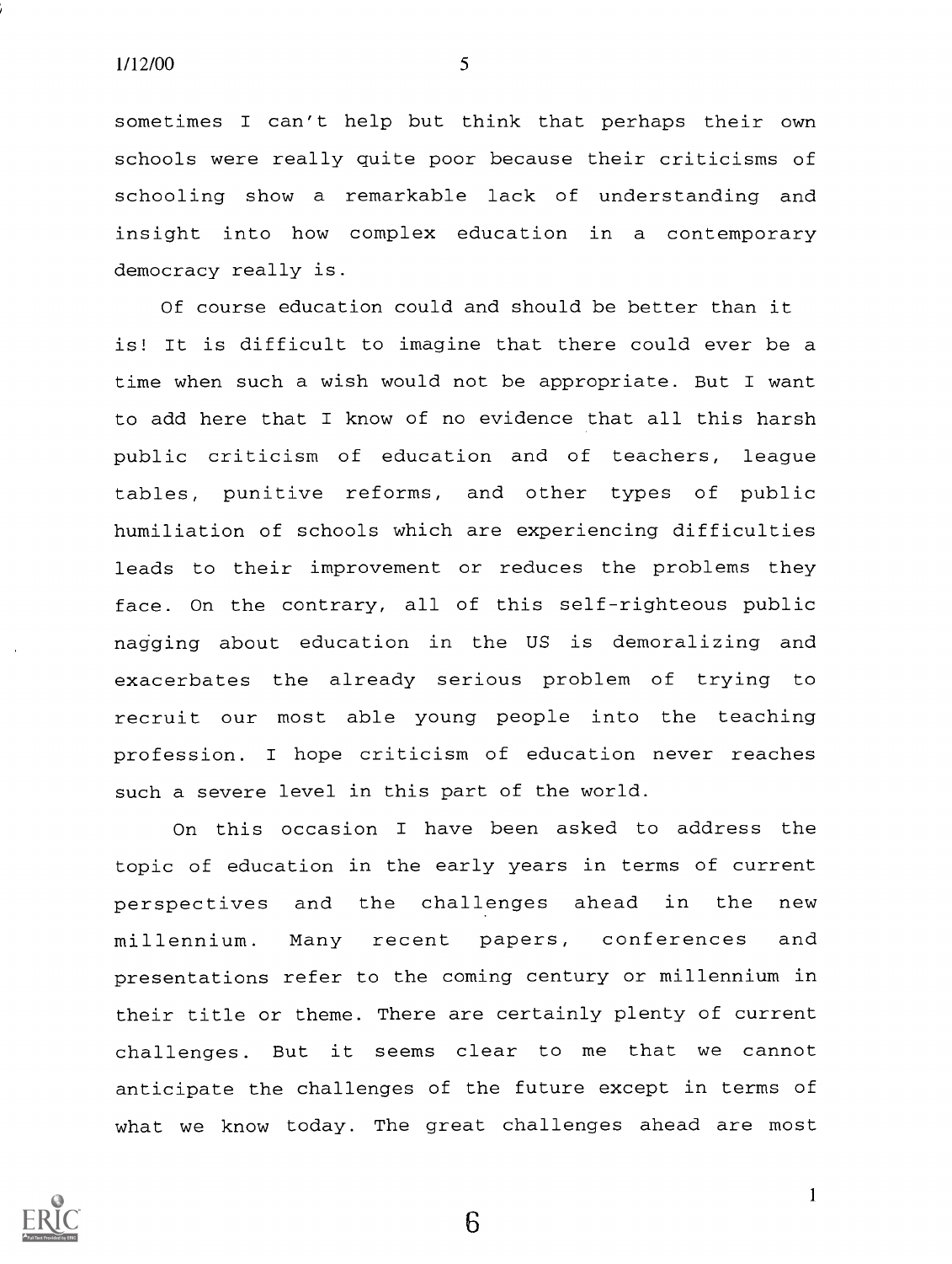sometimes I can't help but think that perhaps their own schools were really quite poor because their criticisms of schooling show a remarkable lack of understanding and insight into how complex education in a contemporary democracy really is.

Of course education could and should be better than it is! It is difficult to imagine that there could ever be a time when such a wish would not be appropriate. But I want to add here that I know of no evidence that all this harsh public criticism of education and of teachers, league tables, punitive reforms, and other types of public humiliation of schools which are experiencing difficulties leads to their improvement or reduces the problems they face. On the contrary, all of this self-righteous public nagging about education in the US is demoralizing and exacerbates the already serious problem of trying to recruit our most able young people into the teaching profession. I hope criticism of education never reaches such a severe level in this part of the world.

On this occasion I have been asked to address the topic of education in the early years in terms of current perspectives and the challenges ahead in the new millennium. Many recent papers, conferences and presentations refer to the coming century or millennium in their title or theme. There are certainly plenty of current challenges. But it seems clear to me that we cannot anticipate the challenges of the future except in terms of what we know today. The great challenges ahead are most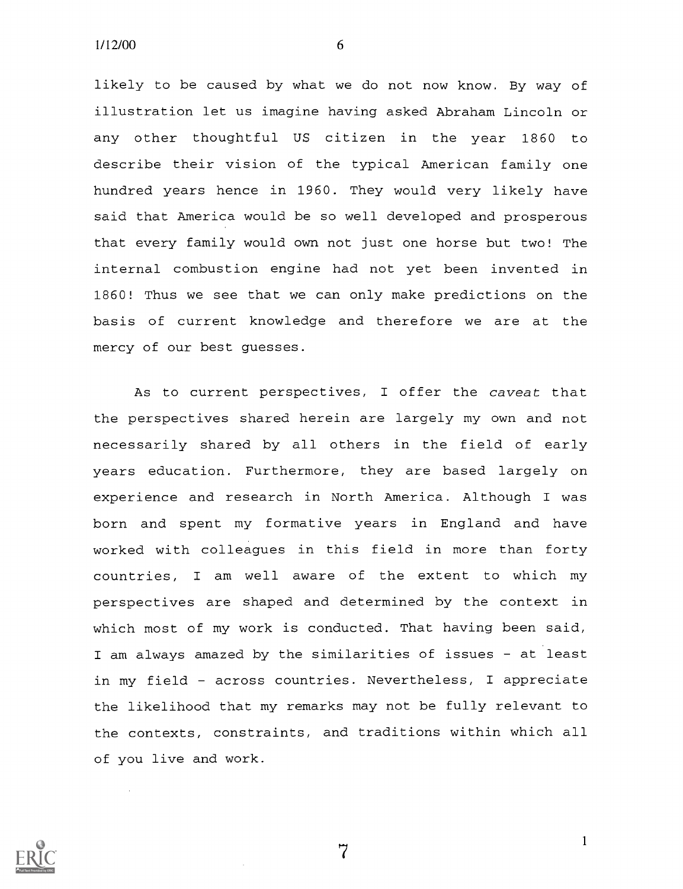likely to be caused by what we do not now know. By way of illustration let us imagine having asked Abraham Lincoln or any other thoughtful US citizen in the year 1860 to describe their vision of the typical American family one hundred years hence in 1960. They would very likely have said that America would be so well developed and prosperous that every family would own not just one horse but two! The internal combustion engine had not yet been invented in 1860! Thus we see that we can only make predictions on the basis of current knowledge and therefore we are at the mercy of our best guesses.

As to current perspectives, I offer the *caveat* that the perspectives shared herein are largely my own and not necessarily shared by all others in the field of early years education. Furthermore, they are based largely on experience and research in North America. Although I was born and spent my formative years in England and have worked with colleagues in this field in more than forty countries, I am well aware of the extent to which my perspectives are shaped and determined by the context in which most of my work is conducted. That having been said, I am always amazed by the similarities of issues - at least in my field - across countries. Nevertheless, I appreciate the likelihood that my remarks may not be fully relevant to the contexts, constraints, and traditions within which all of you live and work.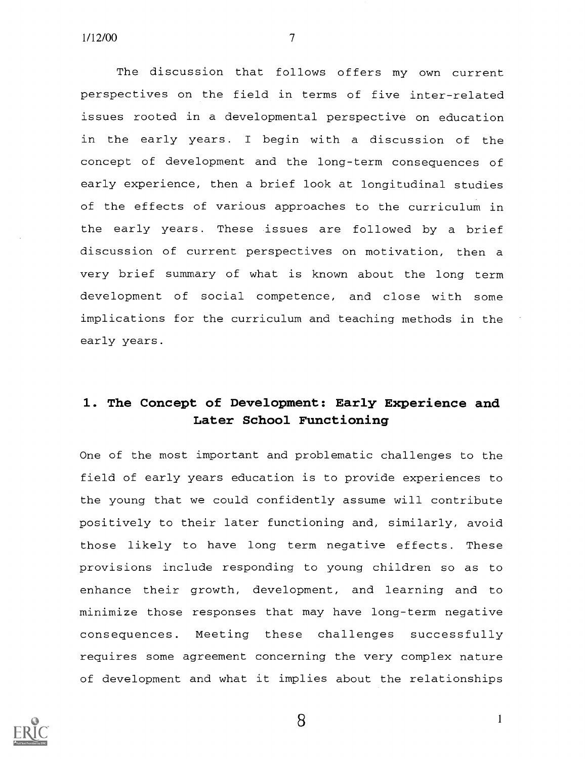The discussion that follows offers my own current perspectives on the field in terms of five inter-related issues rooted in a developmental perspective on education in the early years. I begin with a discussion of the concept of development and the long-term consequences of early experience, then a brief look at longitudinal studies of the effects of various approaches to the curriculum in the early years. These issues are followed by a brief discussion of current perspectives on motivation, then a very brief summary of what is known about the long term development of social competence, and close with some implications for the curriculum and teaching methods in the early years.

## 1. The Concept of Development: Early Experience and Later School Functioning

One of the most important and problematic challenges to the field of early years education is to provide experiences to the young that we could confidently assume will contribute positively to their later functioning and, similarly, avoid those likely to have long term negative effects. These provisions include responding to young children so as to enhance their growth, development, and learning and to minimize those responses that may have long-term negative consequences. Meeting these challenges successfully requires some agreement concerning the very complex nature of development and what it implies about the relationships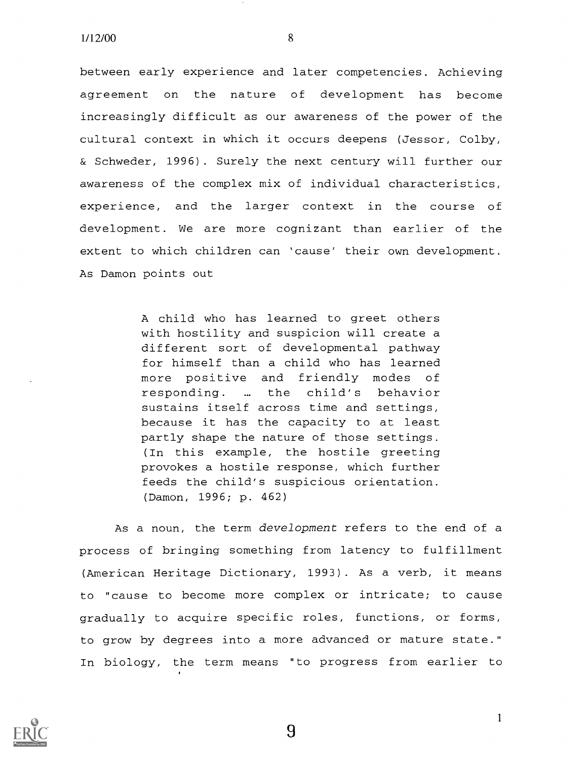between early experience and later competencies. Achieving agreement on the nature of development has become increasingly difficult as our awareness of the power of the cultural context in which it occurs deepens (Jessor, Colby, & Schweder, 1996). Surely the next century will further our awareness of the complex mix of individual characteristics, experience, and the larger context in the course of development. We are more cognizant than earlier of the extent to which children can 'cause' their own development. As Damon points out

> A child who has learned to greet others with hostility and suspicion will create a different sort of developmental pathway for himself than a child who has learned more positive and friendly modes of responding. … the child's behavior sustains itself across time and settings, because it has the capacity to at least partly shape the nature of those settings. (In this example, the hostile greeting provokes a hostile response, which further feeds the child's suspicious orientation. (Damon, 1996; p. 462)

As a noun, the term *development* refers to the end of a process of bringing something from latency to fulfillment (American Heritage Dictionary, 1993). As a verb, it means to "cause to become more complex or intricate; to cause gradually to acquire specific roles, functions, or forms, to grow by degrees into a more advanced or mature state." In biology, the term means "to progress from earlier to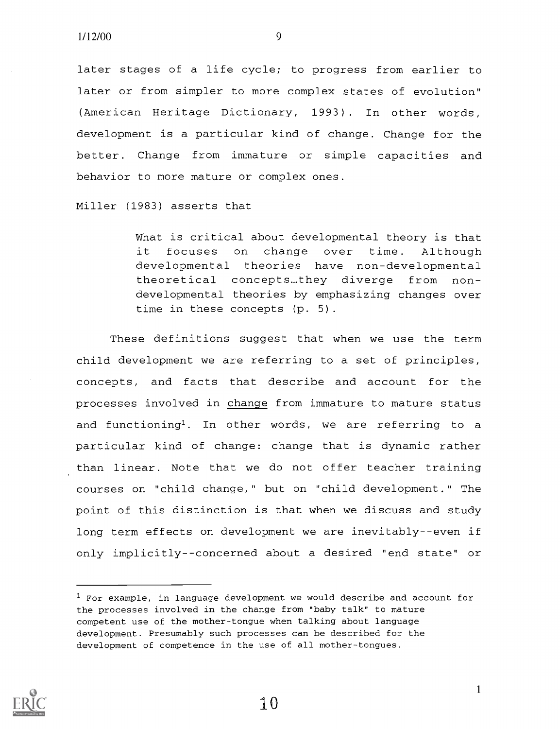later stages of a life cycle; to progress from earlier to later or from simpler to more complex states of evolution" (American Heritage Dictionary, 1993). In other words, development is a particular kind of change. Change for the better. Change from immature or simple capacities and behavior to more mature or complex ones.

Miller (1983) asserts that

> What is critical about developmental theory is that it focuses on change over time. Although developmental theories have non-developmental theoretical concepts…they diverge from non-developmental theories by emphasizing changes over time in these concepts (p. 5).

These definitions suggest that when we use the term child development we are referring to a set of principles, concepts, and facts that describe and account for the processes involved in <u>change</u> from immature to mature status and functioning[1]. In other words, we are referring to a particular kind of change: change that is dynamic rather than linear. Note that we do not offer teacher training courses on "child change," but on "child development." The point of this distinction is that when we discuss and study long term effects on development we are inevitably--even if only implicitly--concerned about a desired "end state" or

---

[1] For example, in language development we would describe and account for the processes involved in the change from "baby talk" to mature competent use of the mother-tongue when talking about language development. Presumably such processes can be described for the development of competence in the use of all mother-tongues.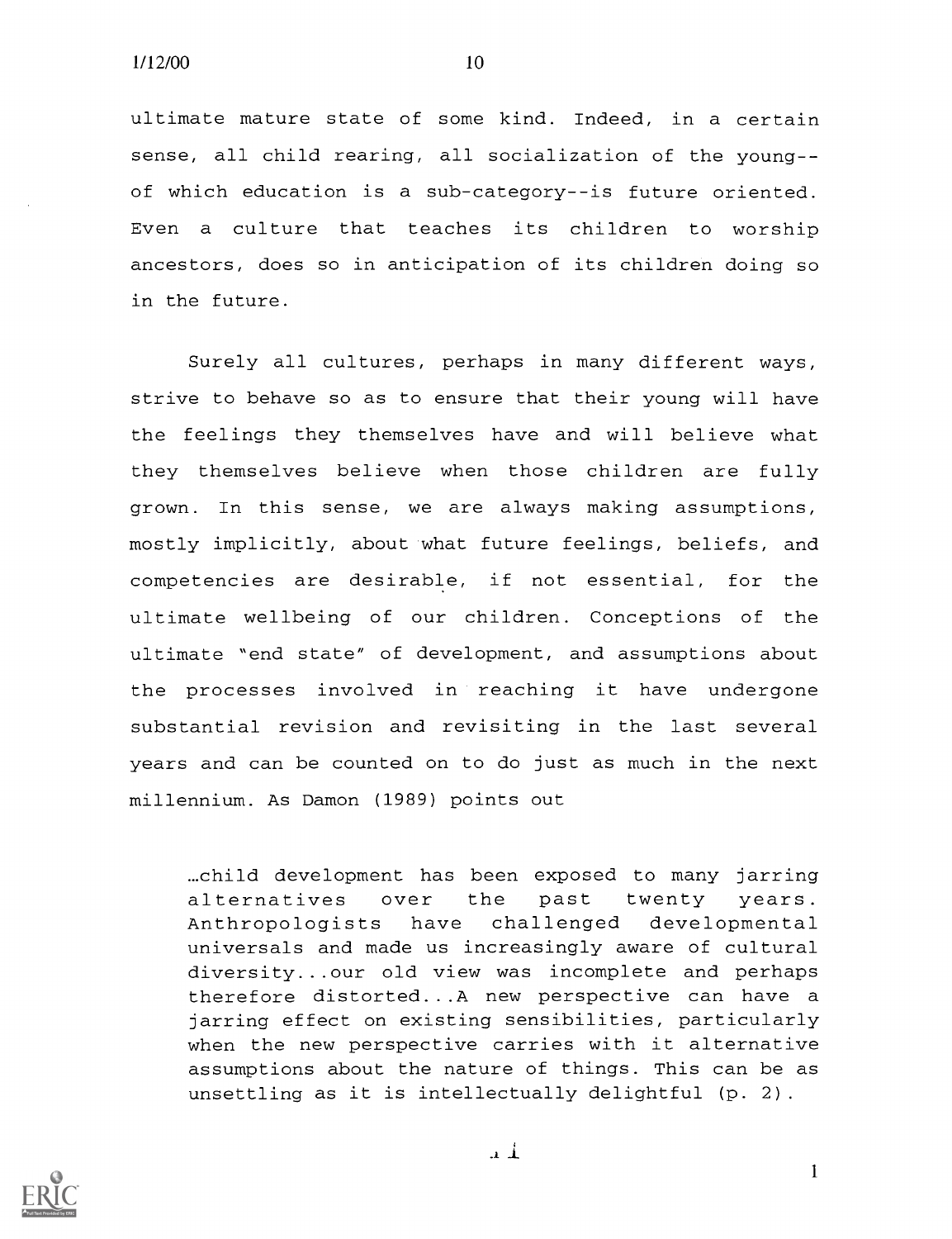ultimate mature state of some kind. Indeed, in a certain sense, all child rearing, all socialization of the young--of which education is a sub-category--is future oriented. Even a culture that teaches its children to worship ancestors, does so in anticipation of its children doing so in the future.

Surely all cultures, perhaps in many different ways, strive to behave so as to ensure that their young will have the feelings they themselves have and will believe what they themselves believe when those children are fully grown. In this sense, we are always making assumptions, mostly implicitly, about what future feelings, beliefs, and competencies are desirable, if not essential, for the ultimate wellbeing of our children. Conceptions of the ultimate "end state" of development, and assumptions about the processes involved in reaching it have undergone substantial revision and revisiting in the last several years and can be counted on to do just as much in the next millennium. As Damon (1989) points out

> …child development has been exposed to many jarring alternatives over the past twenty years. Anthropologists have challenged developmental universals and made us increasingly aware of cultural diversity...our old view was incomplete and perhaps therefore distorted...A new perspective can have a jarring effect on existing sensibilities, particularly when the new perspective carries with it alternative assumptions about the nature of things. This can be as unsettling as it is intellectually delightful (p. 2).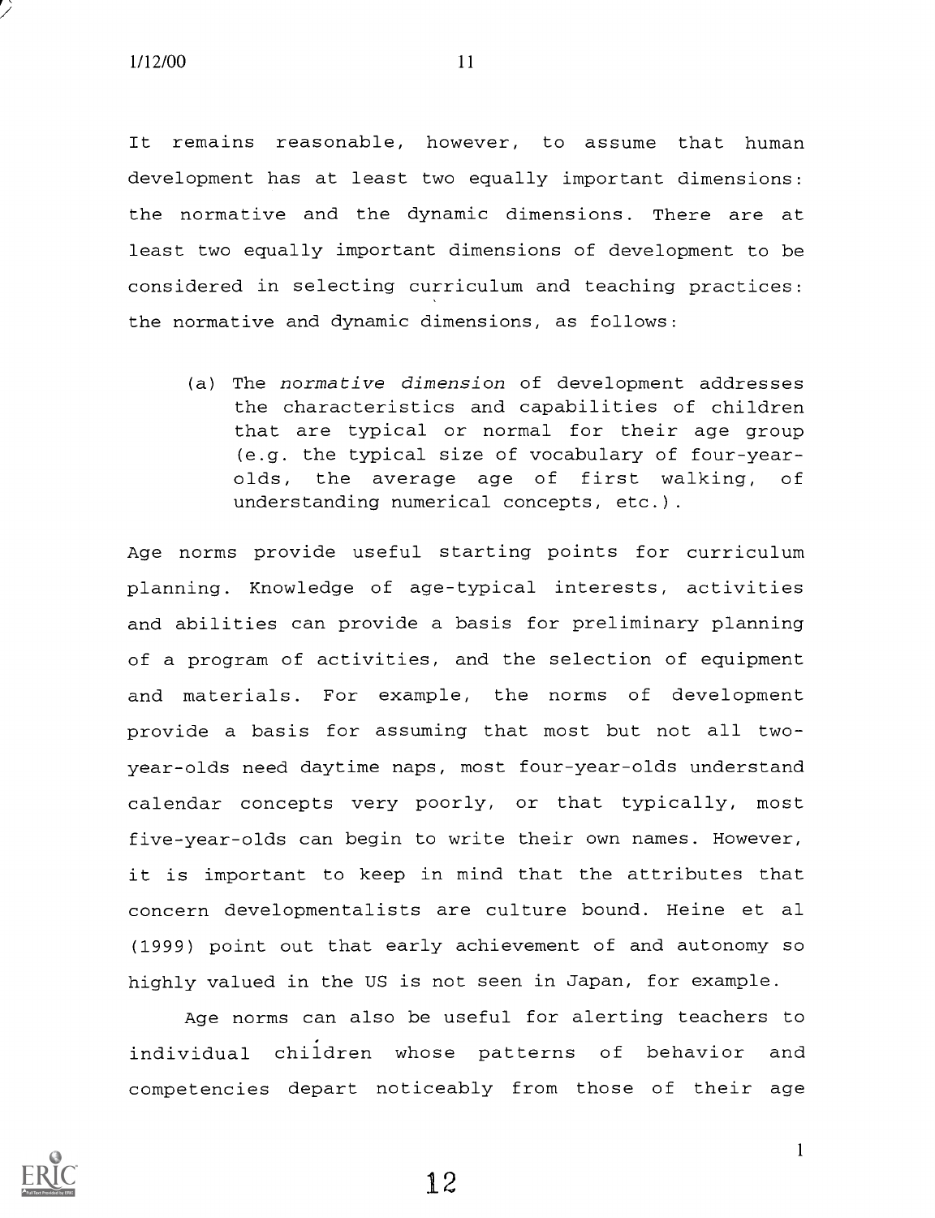It remains reasonable, however, to assume that human development has at least two equally important dimensions: the normative and the dynamic dimensions. There are at least two equally important dimensions of development to be considered in selecting curriculum and teaching practices: the normative and dynamic dimensions, as follows:

(a) The *normative dimension* of development addresses the characteristics and capabilities of children that are typical or normal for their age group (e.g. the typical size of vocabulary of four-year-olds, the average age of first walking, of understanding numerical concepts, etc.).

Age norms provide useful starting points for curriculum planning. Knowledge of age-typical interests, activities and abilities can provide a basis for preliminary planning of a program of activities, and the selection of equipment and materials. For example, the norms of development provide a basis for assuming that most but not all two-year-olds need daytime naps, most four-year-olds understand calendar concepts very poorly, or that typically, most five-year-olds can begin to write their own names. However, it is important to keep in mind that the attributes that concern developmentalists are culture bound. Heine et al (1999) point out that early achievement of and autonomy so highly valued in the US is not seen in Japan, for example.

Age norms can also be useful for alerting teachers to individual children whose patterns of behavior and competencies depart noticeably from those of their age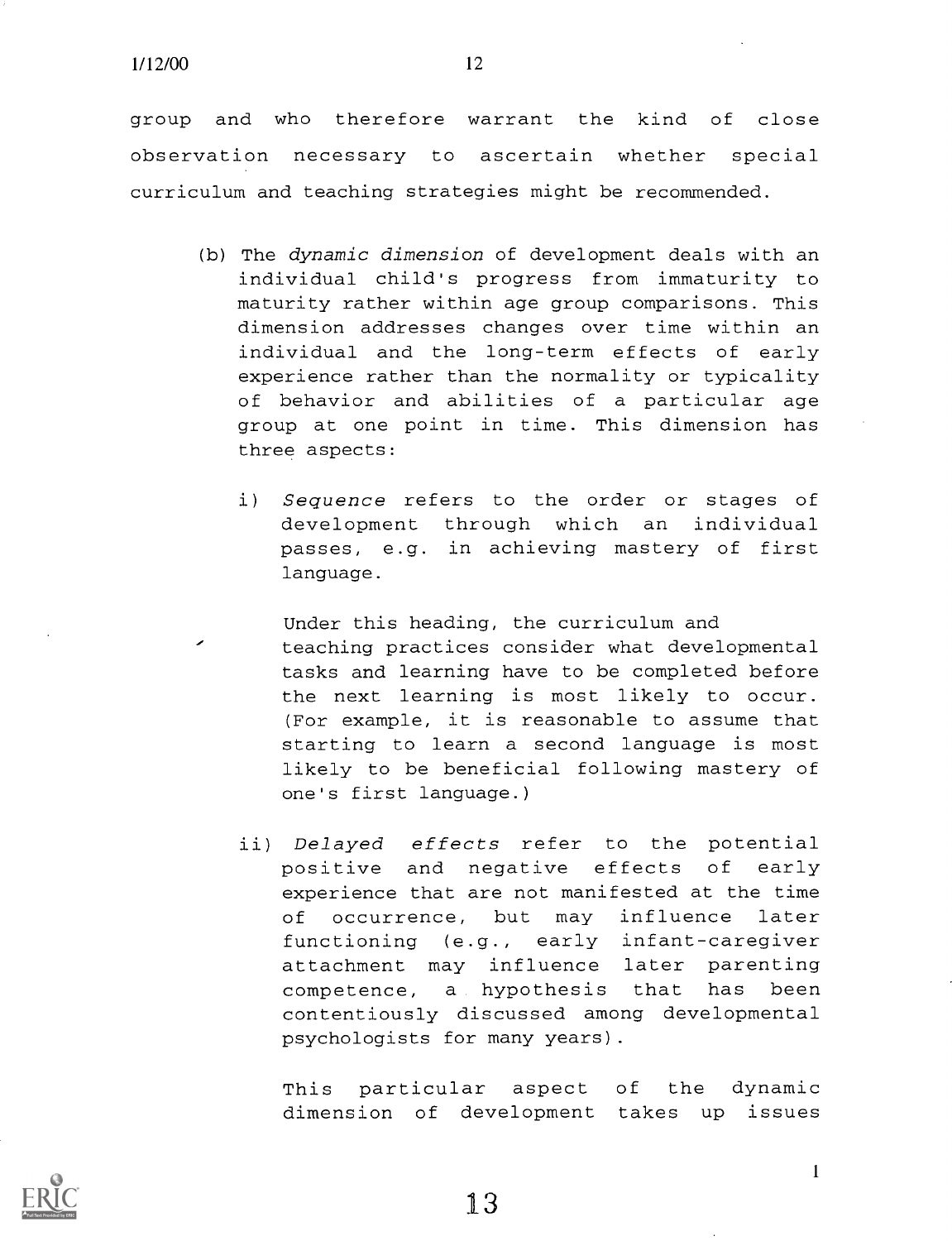group and who therefore warrant the kind of close observation necessary to ascertain whether special curriculum and teaching strategies might be recommended.

(b) The *dynamic dimension* of development deals with an individual child's progress from immaturity to maturity rather within age group comparisons. This dimension addresses changes over time within an individual and the long-term effects of early experience rather than the normality or typicality of behavior and abilities of a particular age group at one point in time. This dimension has three aspects:

i) *Sequence* refers to the order or stages of development through which an individual passes, e.g. in achieving mastery of first language.

Under this heading, the curriculum and teaching practices consider what developmental tasks and learning have to be completed before the next learning is most likely to occur. (For example, it is reasonable to assume that starting to learn a second language is most likely to be beneficial following mastery of one's first language.)

ii) *Delayed effects* refer to the potential positive and negative effects of early experience that are not manifested at the time of occurrence, but may influence later functioning (e.g., early infant-caregiver attachment may influence later parenting competence, a hypothesis that has been contentiously discussed among developmental psychologists for many years).

This particular aspect of the dynamic dimension of development takes up issues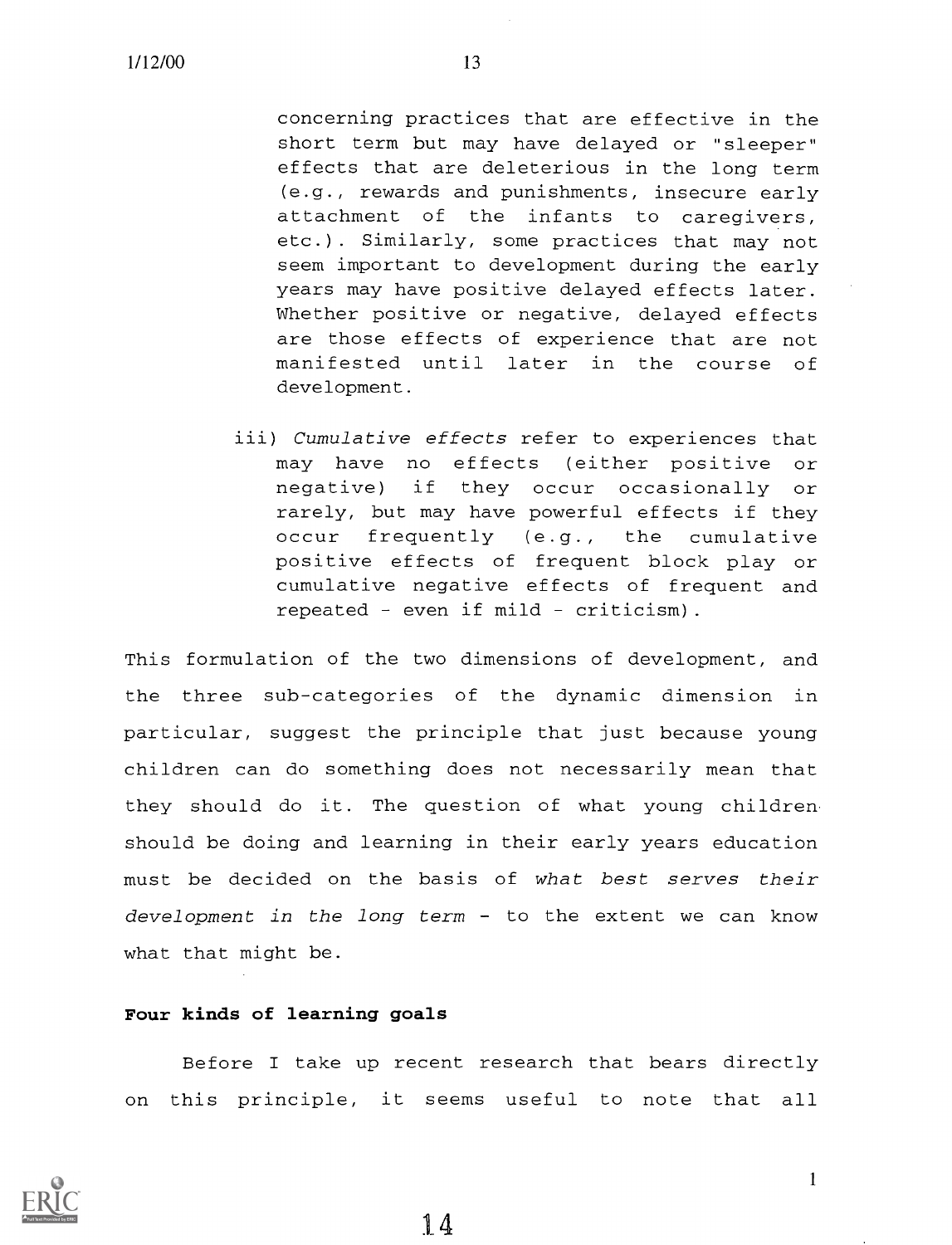concerning practices that are effective in the short term but may have delayed or "sleeper" effects that are deleterious in the long term (e.g., rewards and punishments, insecure early attachment of the infants to caregivers, etc.). Similarly, some practices that may not seem important to development during the early years may have positive delayed effects later. Whether positive or negative, delayed effects are those effects of experience that are not manifested until later in the course of development.

iii) *Cumulative effects* refer to experiences that may have no effects (either positive or negative) if they occur occasionally or rarely, but may have powerful effects if they occur frequently (e.g., the cumulative positive effects of frequent block play or cumulative negative effects of frequent and repeated - even if mild - criticism).

This formulation of the two dimensions of development, and the three sub-categories of the dynamic dimension in particular, suggest the principle that just because young children can do something does not necessarily mean that they should do it. The question of what young children should be doing and learning in their early years education must be decided on the basis of *what best serves their development in the long term* - to the extent we can know what that might be.

**Four kinds of learning goals**

Before I take up recent research that bears directly on this principle, it seems useful to note that all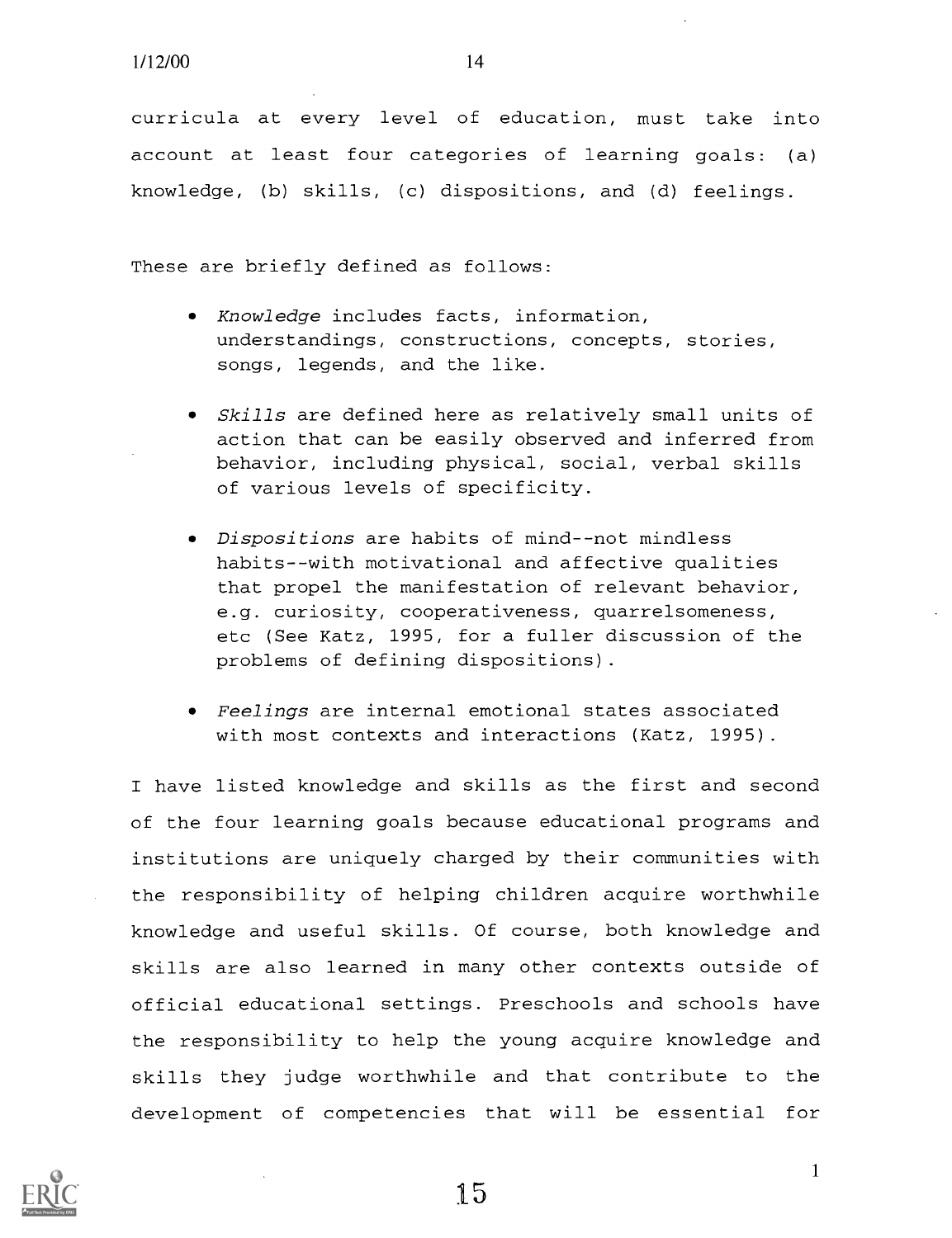curricula at every level of education, must take into account at least four categories of learning goals: (a) knowledge, (b) skills, (c) dispositions, and (d) feelings.

These are briefly defined as follows:

- *Knowledge* includes facts, information, understandings, constructions, concepts, stories, songs, legends, and the like.
- *Skills* are defined here as relatively small units of action that can be easily observed and inferred from behavior, including physical, social, verbal skills of various levels of specificity.
- *Dispositions* are habits of mind--not mindless habits--with motivational and affective qualities that propel the manifestation of relevant behavior, e.g. curiosity, cooperativeness, quarrelsomeness, etc (See Katz, 1995, for a fuller discussion of the problems of defining dispositions).
- *Feelings* are internal emotional states associated with most contexts and interactions (Katz, 1995).

I have listed knowledge and skills as the first and second of the four learning goals because educational programs and institutions are uniquely charged by their communities with the responsibility of helping children acquire worthwhile knowledge and useful skills. Of course, both knowledge and skills are also learned in many other contexts outside of official educational settings. Preschools and schools have the responsibility to help the young acquire knowledge and skills they judge worthwhile and that contribute to the development of competencies that will be essential for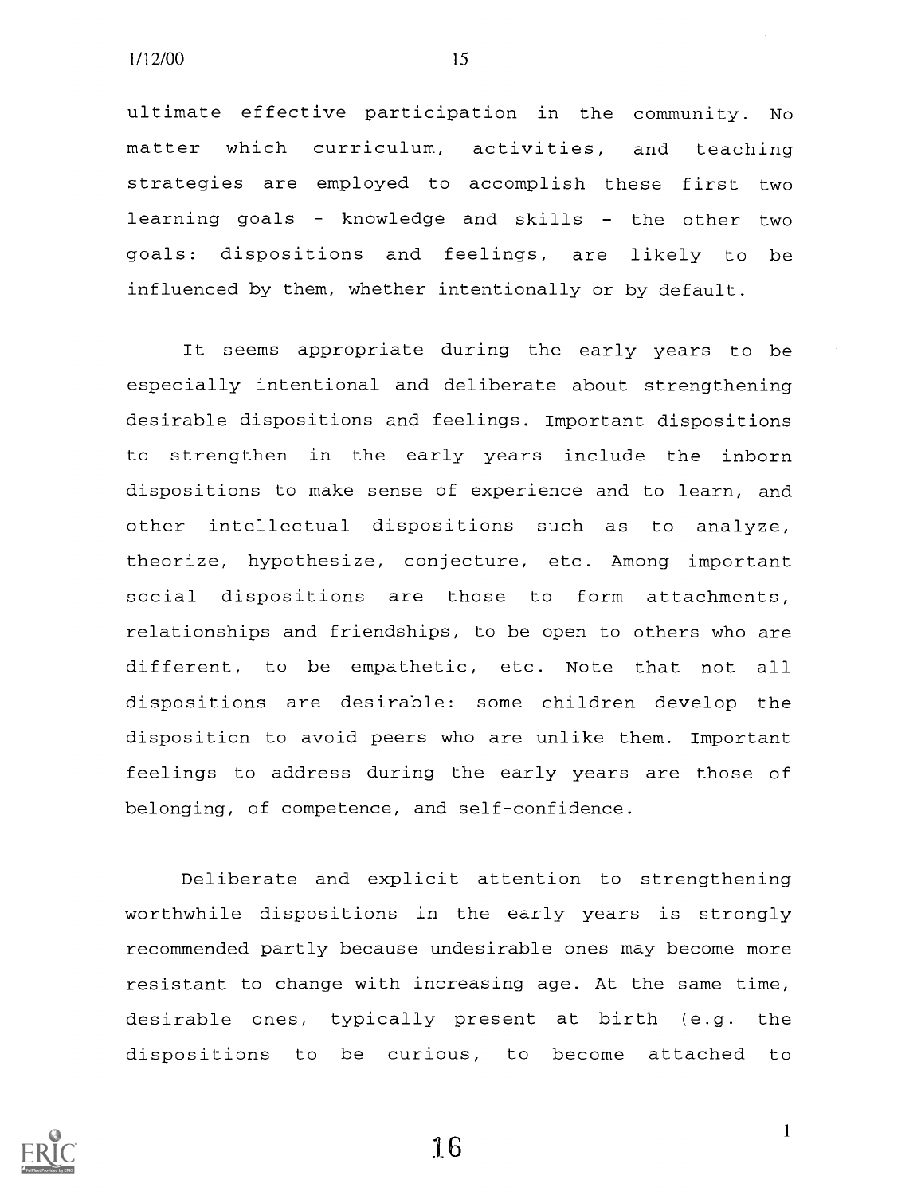ultimate effective participation in the community. No matter which curriculum, activities, and teaching strategies are employed to accomplish these first two learning goals - knowledge and skills - the other two goals: dispositions and feelings, are likely to be influenced by them, whether intentionally or by default.

It seems appropriate during the early years to be especially intentional and deliberate about strengthening desirable dispositions and feelings. Important dispositions to strengthen in the early years include the inborn dispositions to make sense of experience and to learn, and other intellectual dispositions such as to analyze, theorize, hypothesize, conjecture, etc. Among important social dispositions are those to form attachments, relationships and friendships, to be open to others who are different, to be empathetic, etc. Note that not all dispositions are desirable: some children develop the disposition to avoid peers who are unlike them. Important feelings to address during the early years are those of belonging, of competence, and self-confidence.

Deliberate and explicit attention to strengthening worthwhile dispositions in the early years is strongly recommended partly because undesirable ones may become more resistant to change with increasing age. At the same time, desirable ones, typically present at birth (e.g. the dispositions to be curious, to become attached to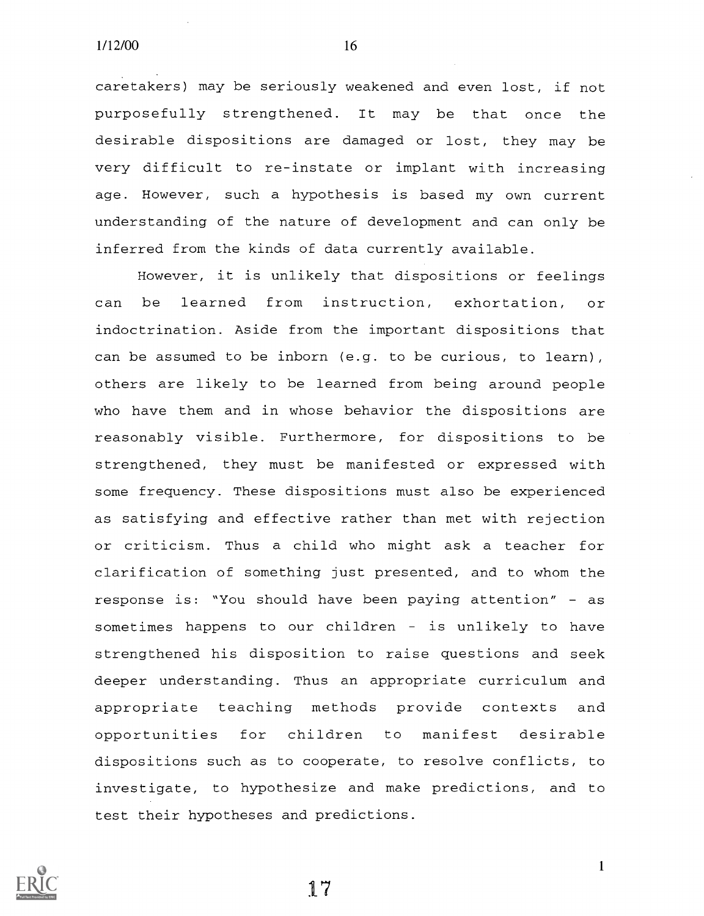caretakers) may be seriously weakened and even lost, if not purposefully strengthened. It may be that once the desirable dispositions are damaged or lost, they may be very difficult to re-instate or implant with increasing age. However, such a hypothesis is based my own current understanding of the nature of development and can only be inferred from the kinds of data currently available.

However, it is unlikely that dispositions or feelings can be learned from instruction, exhortation, or indoctrination. Aside from the important dispositions that can be assumed to be inborn (e.g. to be curious, to learn), others are likely to be learned from being around people who have them and in whose behavior the dispositions are reasonably visible. Furthermore, for dispositions to be strengthened, they must be manifested or expressed with some frequency. These dispositions must also be experienced as satisfying and effective rather than met with rejection or criticism. Thus a child who might ask a teacher for clarification of something just presented, and to whom the response is: "You should have been paying attention" - as sometimes happens to our children - is unlikely to have strengthened his disposition to raise questions and seek deeper understanding. Thus an appropriate curriculum and appropriate teaching methods provide contexts and opportunities for children to manifest desirable dispositions such as to cooperate, to resolve conflicts, to investigate, to hypothesize and make predictions, and to test their hypotheses and predictions.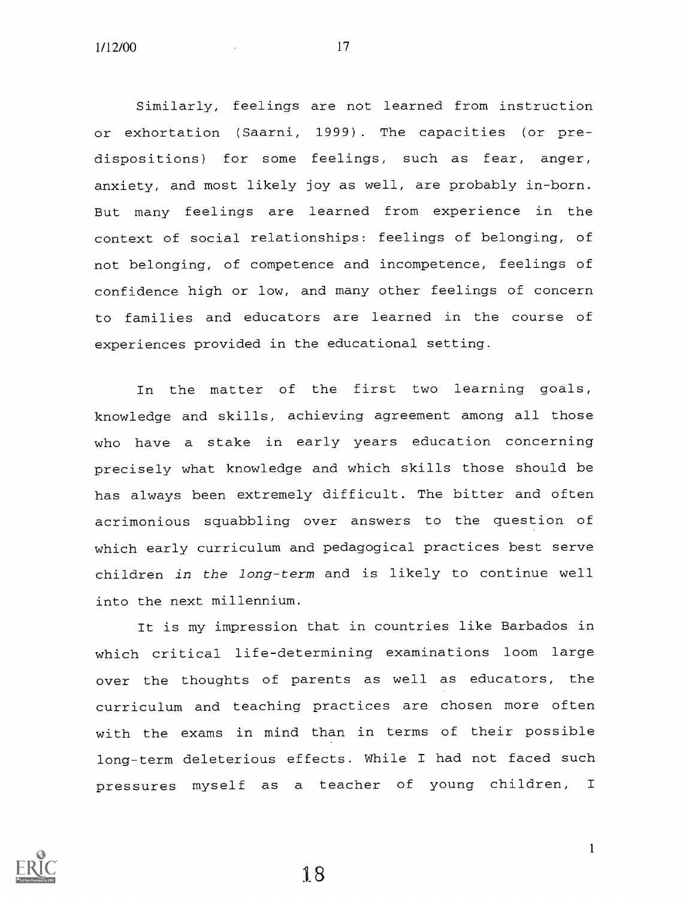Similarly, feelings are not learned from instruction or exhortation (Saarni, 1999). The capacities (or pre-dispositions) for some feelings, such as fear, anger, anxiety, and most likely joy as well, are probably in-born. But many feelings are learned from experience in the context of social relationships: feelings of belonging, of not belonging, of competence and incompetence, feelings of confidence high or low, and many other feelings of concern to families and educators are learned in the course of experiences provided in the educational setting.

In the matter of the first two learning goals, knowledge and skills, achieving agreement among all those who have a stake in early years education concerning precisely what knowledge and which skills those should be has always been extremely difficult. The bitter and often acrimonious squabbling over answers to the question of which early curriculum and pedagogical practices best serve children *in the long-term* and is likely to continue well into the next millennium.

It is my impression that in countries like Barbados in which critical life-determining examinations loom large over the thoughts of parents as well as educators, the curriculum and teaching practices are chosen more often with the exams in mind than in terms of their possible long-term deleterious effects. While I had not faced such pressures myself as a teacher of young children, I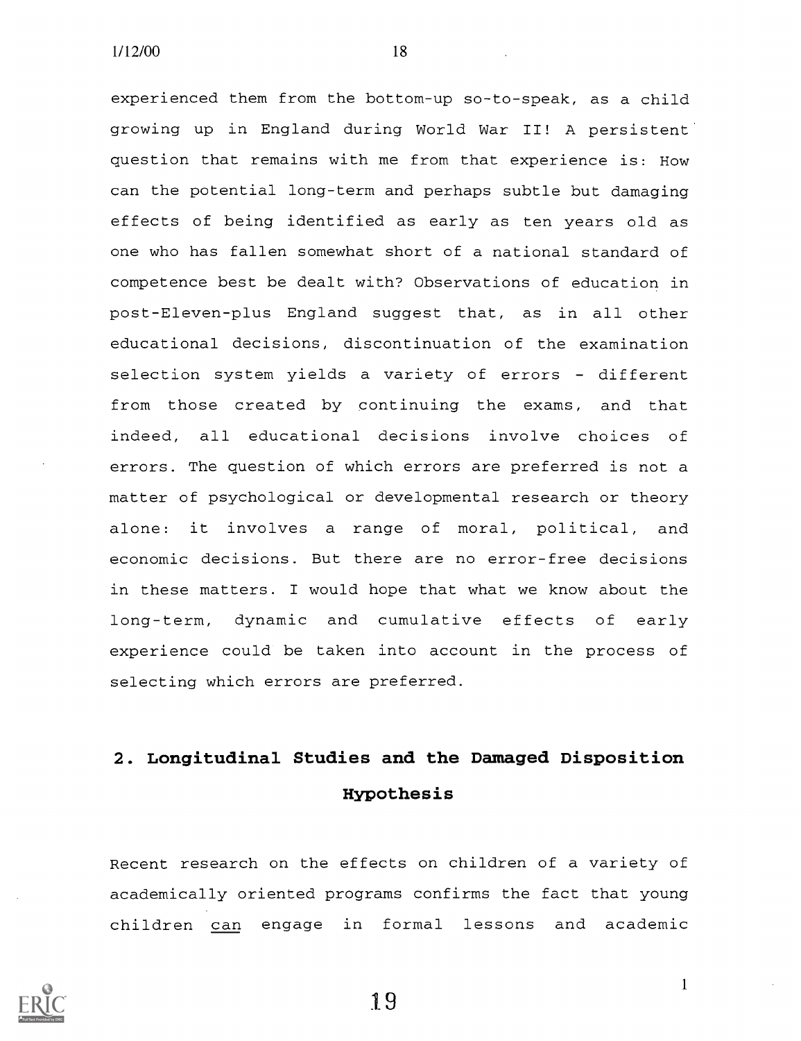experienced them from the bottom-up so-to-speak, as a child growing up in England during World War II! A persistent question that remains with me from that experience is: How can the potential long-term and perhaps subtle but damaging effects of being identified as early as ten years old as one who has fallen somewhat short of a national standard of competence best be dealt with? Observations of education in post-Eleven-plus England suggest that, as in all other educational decisions, discontinuation of the examination selection system yields a variety of errors - different from those created by continuing the exams, and that indeed, all educational decisions involve choices of errors. The question of which errors are preferred is not a matter of psychological or developmental research or theory alone: it involves a range of moral, political, and economic decisions. But there are no error-free decisions in these matters. I would hope that what we know about the long-term, dynamic and cumulative effects of early experience could be taken into account in the process of selecting which errors are preferred.

## 2. Longitudinal Studies and the Damaged Disposition Hypothesis

Recent research on the effects on children of a variety of academically oriented programs confirms the fact that young children <u>can</u> engage in formal lessons and academic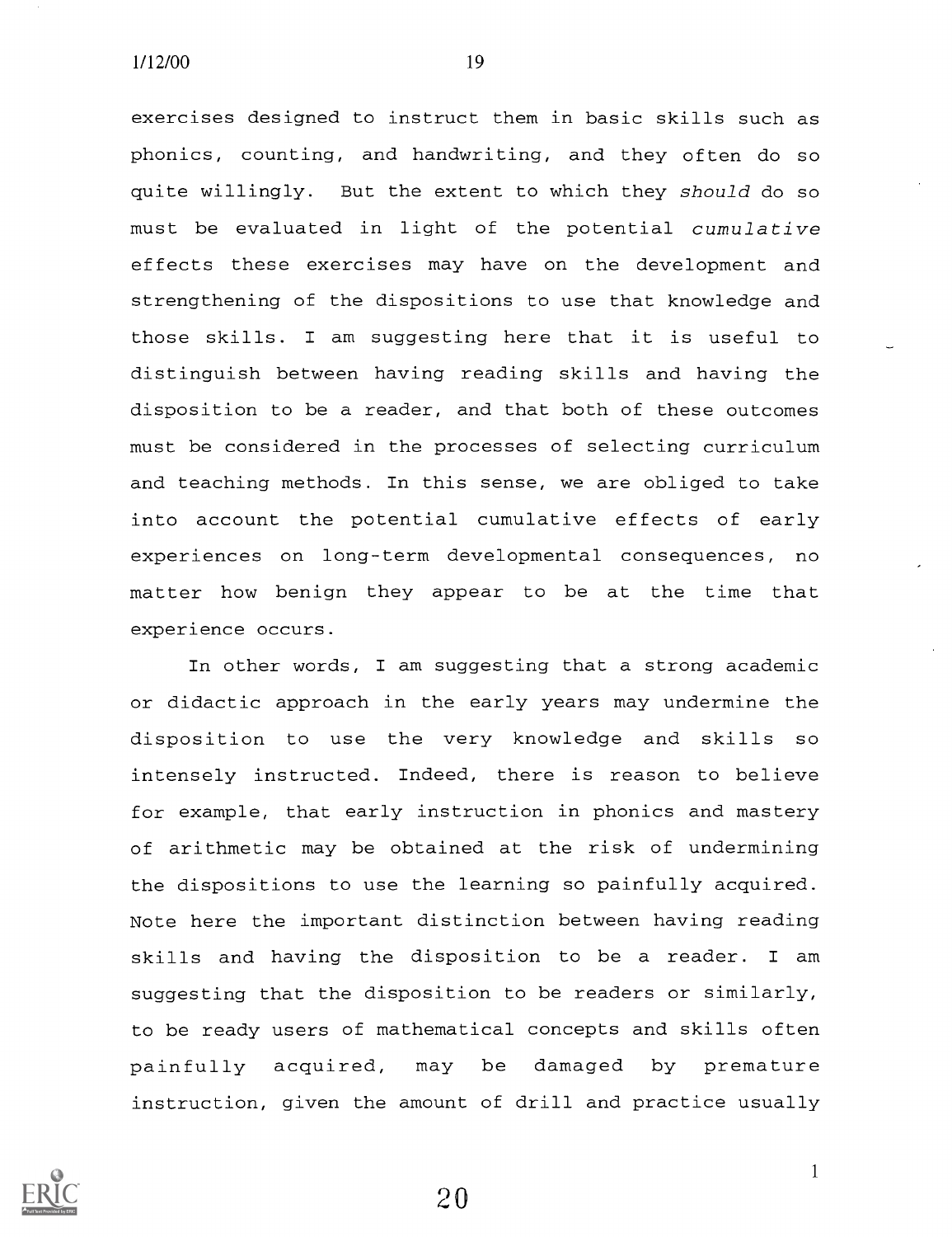exercises designed to instruct them in basic skills such as phonics, counting, and handwriting, and they often do so quite willingly. But the extent to which they *should* do so must be evaluated in light of the potential *cumulative* effects these exercises may have on the development and strengthening of the dispositions to use that knowledge and those skills. I am suggesting here that it is useful to distinguish between having reading skills and having the disposition to be a reader, and that both of these outcomes must be considered in the processes of selecting curriculum and teaching methods. In this sense, we are obliged to take into account the potential cumulative effects of early experiences on long-term developmental consequences, no matter how benign they appear to be at the time that experience occurs.

In other words, I am suggesting that a strong academic or didactic approach in the early years may undermine the disposition to use the very knowledge and skills so intensely instructed. Indeed, there is reason to believe for example, that early instruction in phonics and mastery of arithmetic may be obtained at the risk of undermining the dispositions to use the learning so painfully acquired. Note here the important distinction between having reading skills and having the disposition to be a reader. I am suggesting that the disposition to be readers or similarly, to be ready users of mathematical concepts and skills often painfully acquired, may be damaged by premature instruction, given the amount of drill and practice usually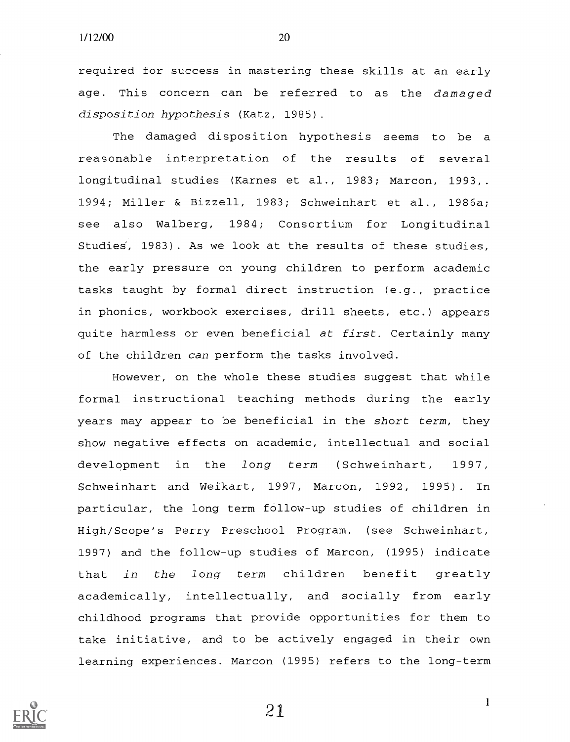required for success in mastering these skills at an early age. This concern can be referred to as the *damaged disposition hypothesis* (Katz, 1985).

The damaged disposition hypothesis seems to be a reasonable interpretation of the results of several longitudinal studies (Karnes et al., 1983; Marcon, 1993,. 1994; Miller & Bizzell, 1983; Schweinhart et al., 1986a; see also Walberg, 1984; Consortium for Longitudinal Studies, 1983). As we look at the results of these studies, the early pressure on young children to perform academic tasks taught by formal direct instruction (e.g., practice in phonics, workbook exercises, drill sheets, etc.) appears quite harmless or even beneficial *at first*. Certainly many of the children *can* perform the tasks involved.

However, on the whole these studies suggest that while formal instructional teaching methods during the early years may appear to be beneficial in the *short term*, they show negative effects on academic, intellectual and social development in the *long term* (Schweinhart, 1997, Schweinhart and Weikart, 1997, Marcon, 1992, 1995). In particular, the long term follow-up studies of children in High/Scope's Perry Preschool Program, (see Schweinhart, 1997) and the follow-up studies of Marcon, (1995) indicate that *in the long term* children benefit greatly academically, intellectually, and socially from early childhood programs that provide opportunities for them to take initiative, and to be actively engaged in their own learning experiences. Marcon (1995) refers to the long-term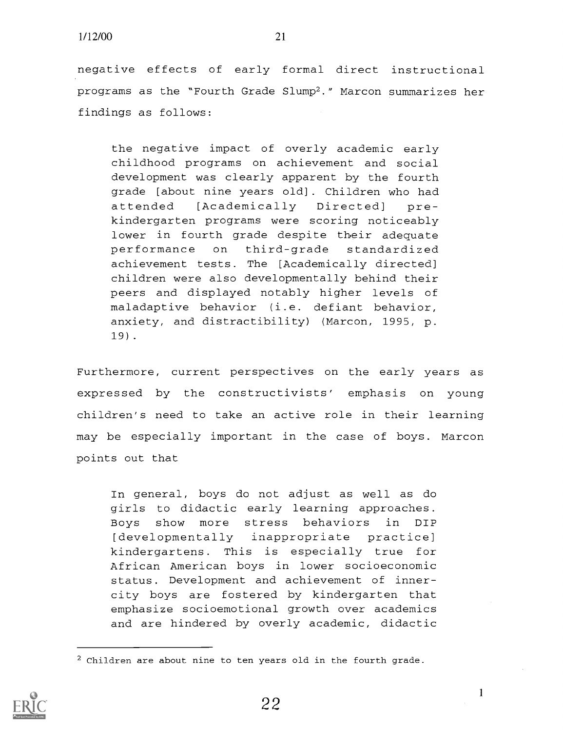negative effects of early formal direct instructional programs as the "Fourth Grade Slump[2]." Marcon summarizes her findings as follows:

> the negative impact of overly academic early childhood programs on achievement and social development was clearly apparent by the fourth grade [about nine years old]. Children who had attended [Academically Directed] pre-kindergarten programs were scoring noticeably lower in fourth grade despite their adequate performance on third-grade standardized achievement tests. The [Academically directed] children were also developmentally behind their peers and displayed notably higher levels of maladaptive behavior (i.e. defiant behavior, anxiety, and distractibility) (Marcon, 1995, p. 19).

Furthermore, current perspectives on the early years as expressed by the constructivists' emphasis on young children's need to take an active role in their learning may be especially important in the case of boys. Marcon points out that

> In general, boys do not adjust as well as do girls to didactic early learning approaches. Boys show more stress behaviors in DIP [developmentally inappropriate practice] kindergartens. This is especially true for African American boys in lower socioeconomic status. Development and achievement of inner-city boys are fostered by kindergarten that emphasize socioemotional growth over academics and are hindered by overly academic, didactic

[2] Children are about nine to ten years old in the fourth grade.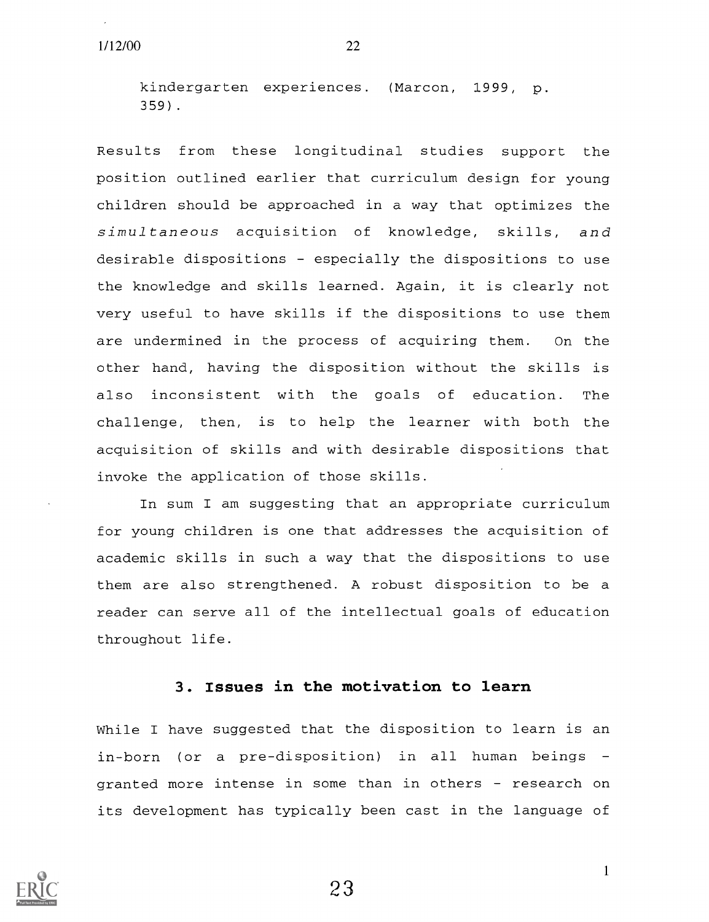kindergarten experiences. (Marcon, 1999, p. 359).

Results from these longitudinal studies support the position outlined earlier that curriculum design for young children should be approached in a way that optimizes the *simultaneous* acquisition of knowledge, skills, *and* desirable dispositions - especially the dispositions to use the knowledge and skills learned. Again, it is clearly not very useful to have skills if the dispositions to use them are undermined in the process of acquiring them. On the other hand, having the disposition without the skills is also inconsistent with the goals of education. The challenge, then, is to help the learner with both the acquisition of skills and with desirable dispositions that invoke the application of those skills.

In sum I am suggesting that an appropriate curriculum for young children is one that addresses the acquisition of academic skills in such a way that the dispositions to use them are also strengthened. A robust disposition to be a reader can serve all of the intellectual goals of education throughout life.

## 3. Issues in the motivation to learn

While I have suggested that the disposition to learn is an in-born (or a pre-disposition) in all human beings - granted more intense in some than in others - research on its development has typically been cast in the language of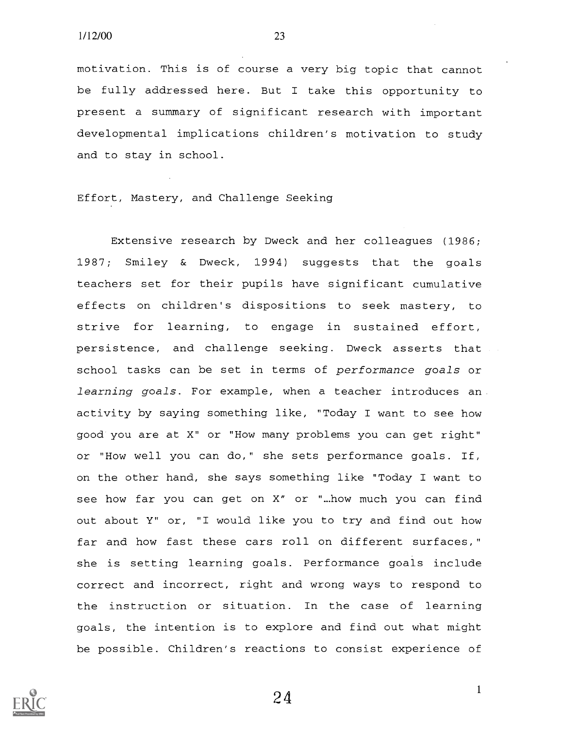motivation. This is of course a very big topic that cannot be fully addressed here. But I take this opportunity to present a summary of significant research with important developmental implications children's motivation to study and to stay in school.

## Effort, Mastery, and Challenge Seeking

Extensive research by Dweck and her colleagues (1986; 1987; Smiley & Dweck, 1994) suggests that the goals teachers set for their pupils have significant cumulative effects on children's dispositions to seek mastery, to strive for learning, to engage in sustained effort, persistence, and challenge seeking. Dweck asserts that school tasks can be set in terms of *performance goals* or *learning goals*. For example, when a teacher introduces an activity by saying something like, "Today I want to see how good you are at X" or "How many problems you can get right" or "How well you can do," she sets performance goals. If, on the other hand, she says something like "Today I want to see how far you can get on X" or "…how much you can find out about Y" or, "I would like you to try and find out how far and how fast these cars roll on different surfaces," she is setting learning goals. Performance goals include correct and incorrect, right and wrong ways to respond to the instruction or situation. In the case of learning goals, the intention is to explore and find out what might be possible. Children's reactions to consist experience of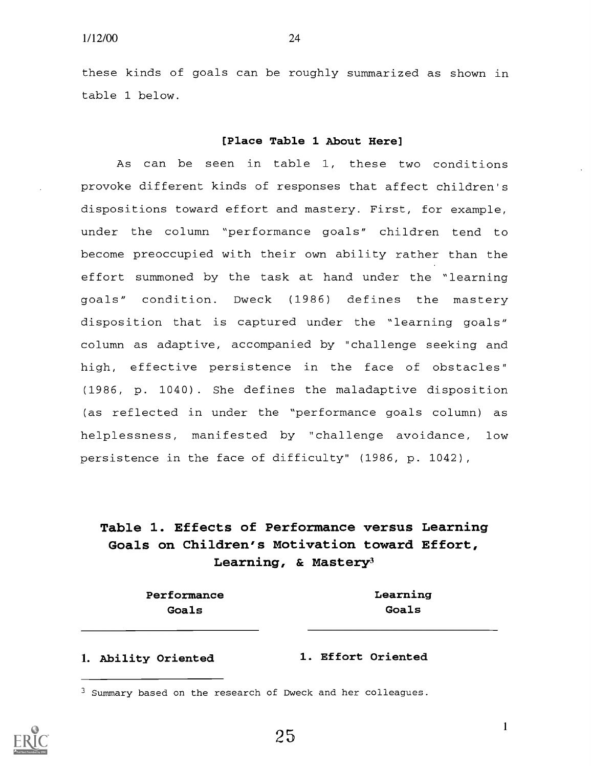these kinds of goals can be roughly summarized as shown in table 1 below.

**[Place Table 1 About Here]**

As can be seen in table 1, these two conditions provoke different kinds of responses that affect children's dispositions toward effort and mastery. First, for example, under the column "performance goals" children tend to become preoccupied with their own ability rather than the effort summoned by the task at hand under the "learning goals" condition. Dweck (1986) defines the mastery disposition that is captured under the "learning goals" column as adaptive, accompanied by "challenge seeking and high, effective persistence in the face of obstacles" (1986, p. 1040). She defines the maladaptive disposition (as reflected in under the "performance goals column) as helplessness, manifested by "challenge avoidance, low persistence in the face of difficulty" (1986, p. 1042),

**Table 1. Effects of Performance versus Learning Goals on Children's Motivation toward Effort, Learning, & Mastery[3]**

| Performance Goals | Learning Goals |
|---|---|
| **1. Ability Oriented** | **1. Effort Oriented** |

[3] Summary based on the research of Dweck and her colleagues.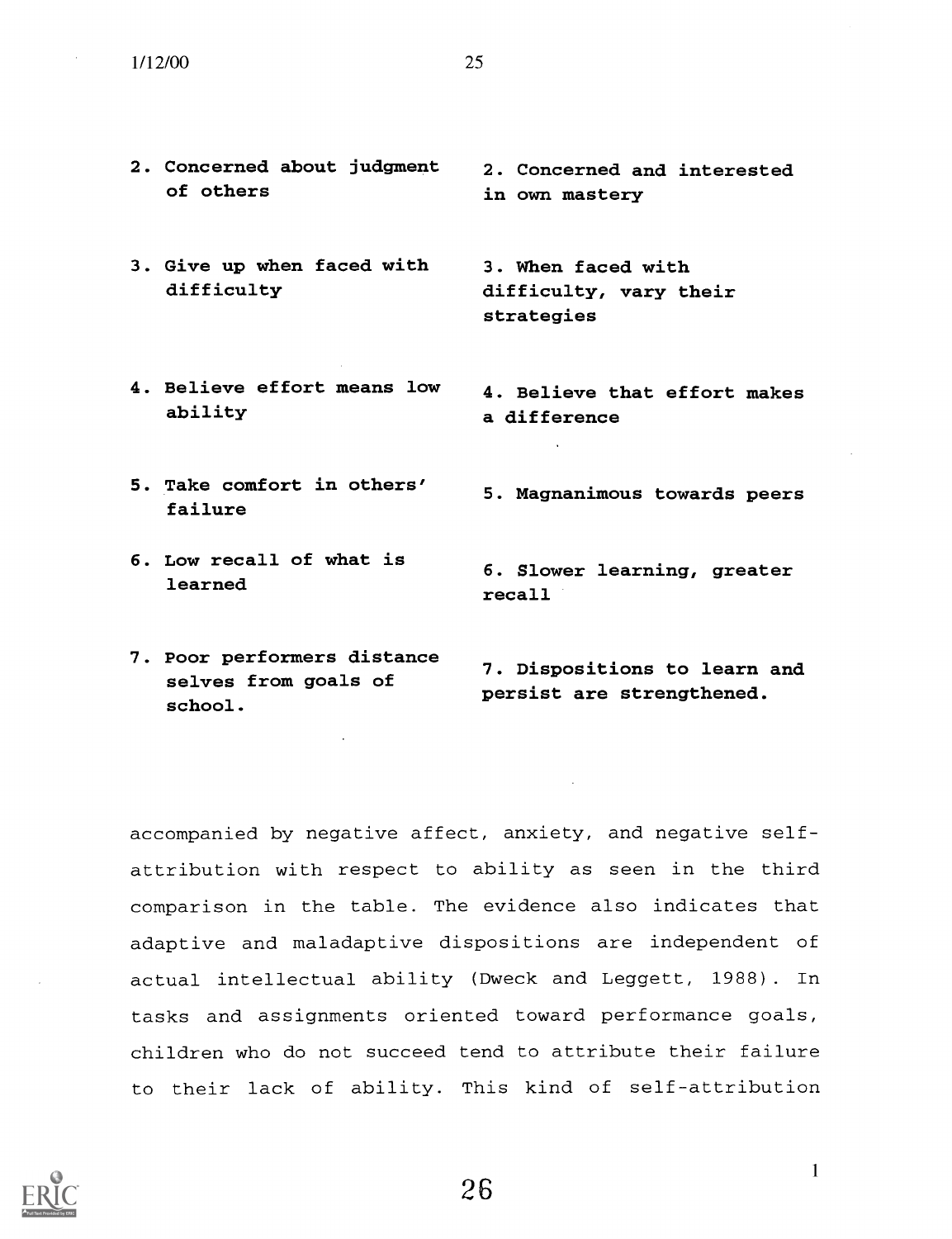| | |
|---|---|
| **2. Concerned about judgment of others** | **2. Concerned and interested in own mastery** |
| **3. Give up when faced with difficulty** | **3. When faced with difficulty, vary their strategies** |
| **4. Believe effort means low ability** | **4. Believe that effort makes a difference** |
| **5. Take comfort in others' failure** | **5. Magnanimous towards peers** |
| **6. Low recall of what is learned** | **6. Slower learning, greater recall** |
| **7. Poor performers distance selves from goals of school.** | **7. Dispositions to learn and persist are strengthened.** |

accompanied by negative affect, anxiety, and negative self-attribution with respect to ability as seen in the third comparison in the table. The evidence also indicates that adaptive and maladaptive dispositions are independent of actual intellectual ability (Dweck and Leggett, 1988). In tasks and assignments oriented toward performance goals, children who do not succeed tend to attribute their failure to their lack of ability. This kind of self-attribution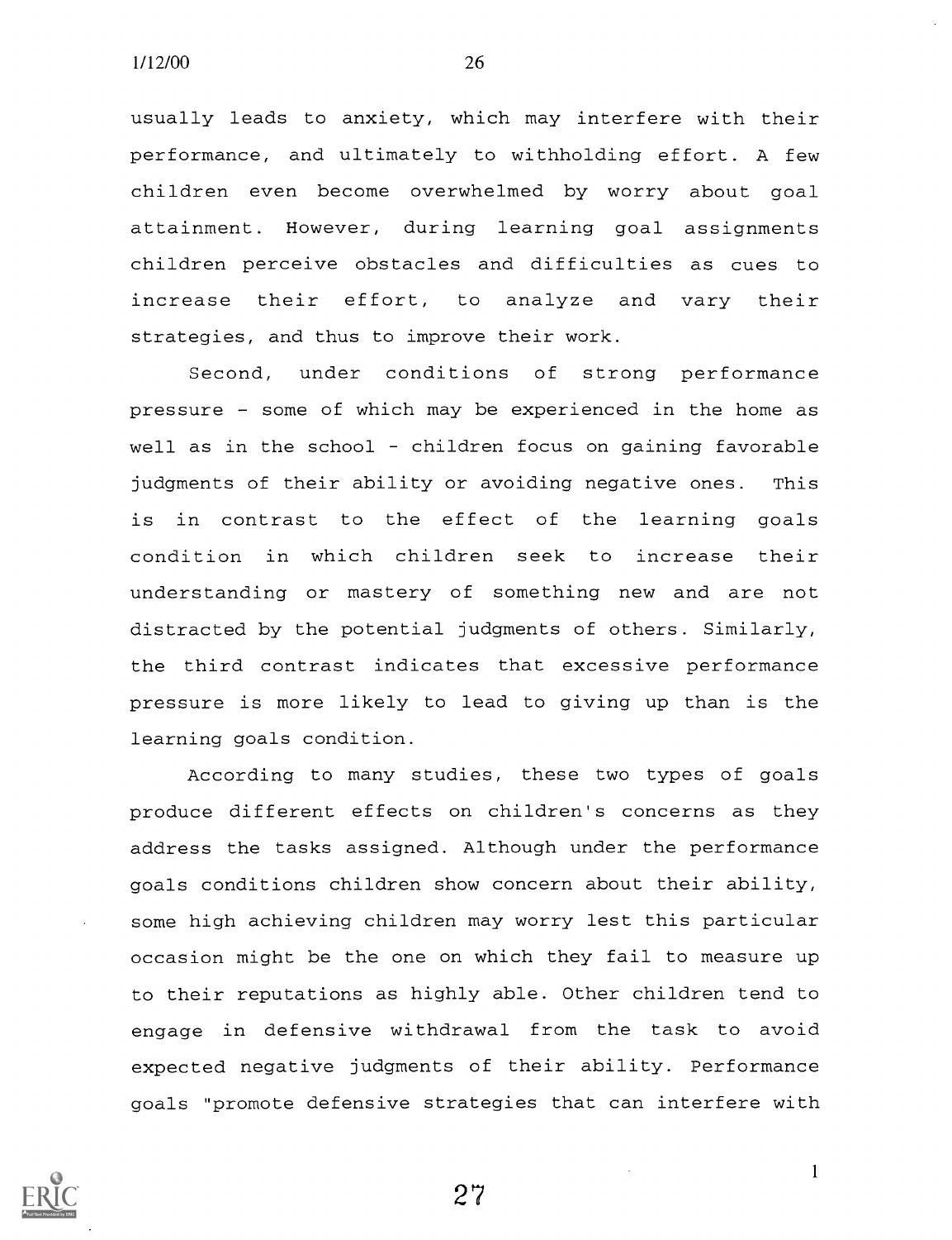usually leads to anxiety, which may interfere with their performance, and ultimately to withholding effort. A few children even become overwhelmed by worry about goal attainment. However, during learning goal assignments children perceive obstacles and difficulties as cues to increase their effort, to analyze and vary their strategies, and thus to improve their work.

Second, under conditions of strong performance pressure - some of which may be experienced in the home as well as in the school - children focus on gaining favorable judgments of their ability or avoiding negative ones. This is in contrast to the effect of the learning goals condition in which children seek to increase their understanding or mastery of something new and are not distracted by the potential judgments of others. Similarly, the third contrast indicates that excessive performance pressure is more likely to lead to giving up than is the learning goals condition.

According to many studies, these two types of goals produce different effects on children's concerns as they address the tasks assigned. Although under the performance goals conditions children show concern about their ability, some high achieving children may worry lest this particular occasion might be the one on which they fail to measure up to their reputations as highly able. Other children tend to engage in defensive withdrawal from the task to avoid expected negative judgments of their ability. Performance goals "promote defensive strategies that can interfere with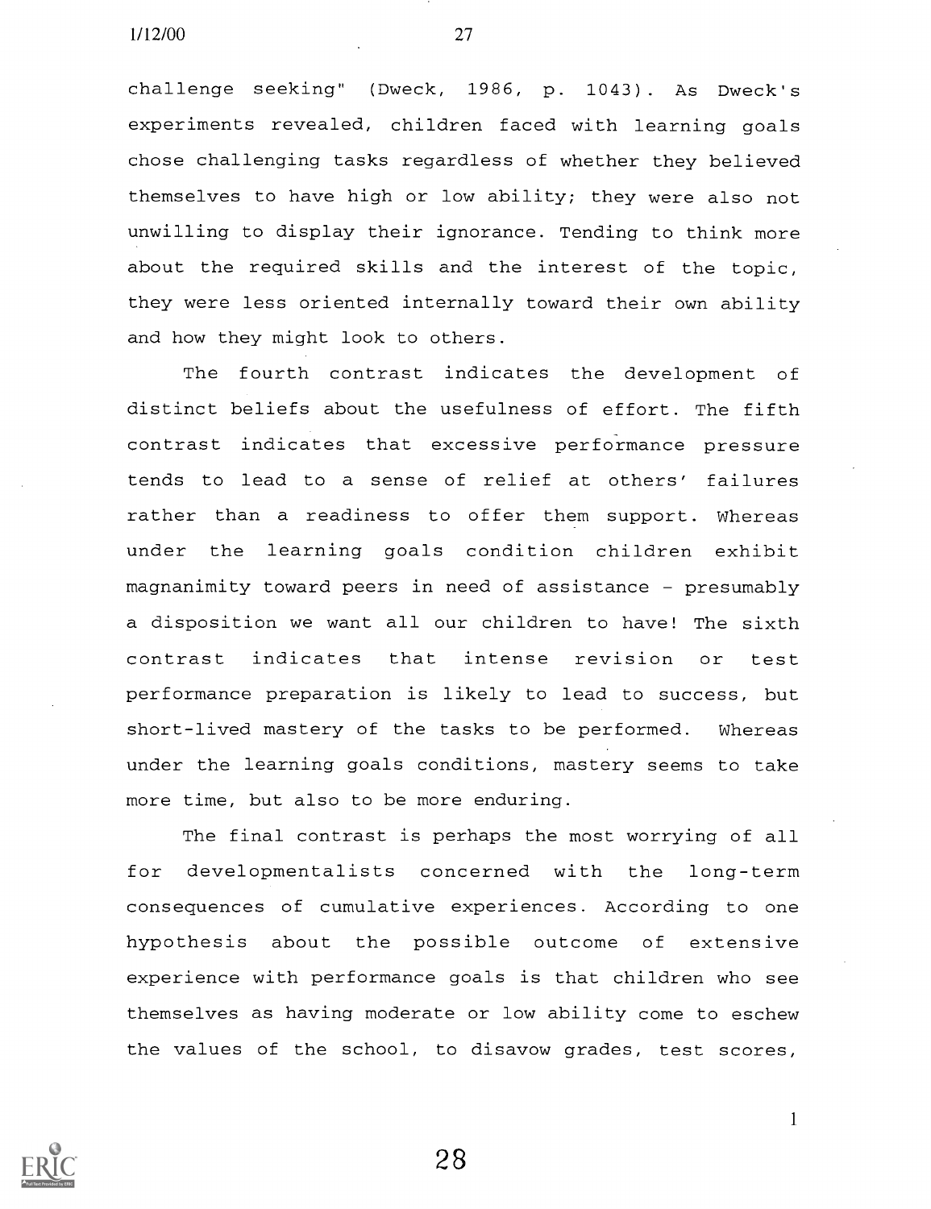challenge seeking" (Dweck, 1986, p. 1043). As Dweck's experiments revealed, children faced with learning goals chose challenging tasks regardless of whether they believed themselves to have high or low ability; they were also not unwilling to display their ignorance. Tending to think more about the required skills and the interest of the topic, they were less oriented internally toward their own ability and how they might look to others.

The fourth contrast indicates the development of distinct beliefs about the usefulness of effort. The fifth contrast indicates that excessive performance pressure tends to lead to a sense of relief at others' failures rather than a readiness to offer them support. Whereas under the learning goals condition children exhibit magnanimity toward peers in need of assistance - presumably a disposition we want all our children to have! The sixth contrast indicates that intense revision or test performance preparation is likely to lead to success, but short-lived mastery of the tasks to be performed. Whereas under the learning goals conditions, mastery seems to take more time, but also to be more enduring.

The final contrast is perhaps the most worrying of all for developmentalists concerned with the long-term consequences of cumulative experiences. According to one hypothesis about the possible outcome of extensive experience with performance goals is that children who see themselves as having moderate or low ability come to eschew the values of the school, to disavow grades, test scores,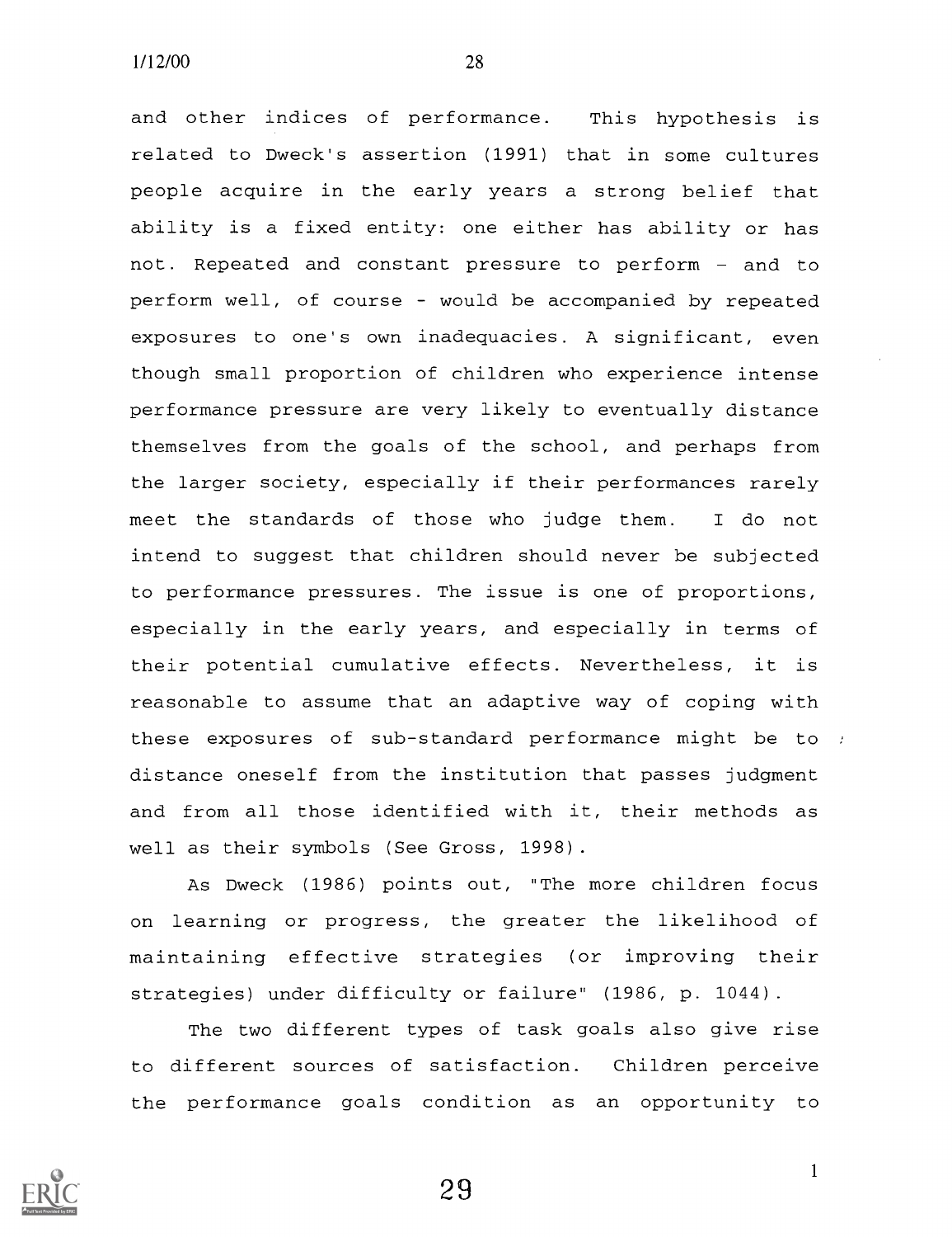and other indices of performance. This hypothesis is related to Dweck's assertion (1991) that in some cultures people acquire in the early years a strong belief that ability is a fixed entity: one either has ability or has not. Repeated and constant pressure to perform – and to perform well, of course - would be accompanied by repeated exposures to one's own inadequacies. A significant, even though small proportion of children who experience intense performance pressure are very likely to eventually distance themselves from the goals of the school, and perhaps from the larger society, especially if their performances rarely meet the standards of those who judge them. I do not intend to suggest that children should never be subjected to performance pressures. The issue is one of proportions, especially in the early years, and especially in terms of their potential cumulative effects. Nevertheless, it is reasonable to assume that an adaptive way of coping with these exposures of sub-standard performance might be to distance oneself from the institution that passes judgment and from all those identified with it, their methods as well as their symbols (See Gross, 1998).

As Dweck (1986) points out, "The more children focus on learning or progress, the greater the likelihood of maintaining effective strategies (or improving their strategies) under difficulty or failure" (1986, p. 1044).

The two different types of task goals also give rise to different sources of satisfaction. Children perceive the performance goals condition as an opportunity to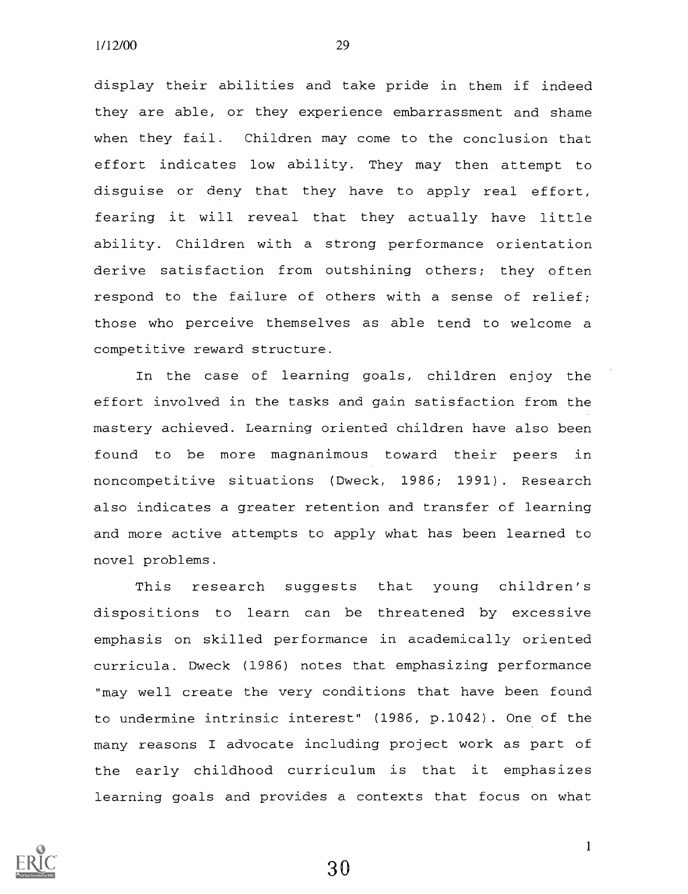display their abilities and take pride in them if indeed they are able, or they experience embarrassment and shame when they fail. Children may come to the conclusion that effort indicates low ability. They may then attempt to disguise or deny that they have to apply real effort, fearing it will reveal that they actually have little ability. Children with a strong performance orientation derive satisfaction from outshining others; they often respond to the failure of others with a sense of relief; those who perceive themselves as able tend to welcome a competitive reward structure.

In the case of learning goals, children enjoy the effort involved in the tasks and gain satisfaction from the mastery achieved. Learning oriented children have also been found to be more magnanimous toward their peers in noncompetitive situations (Dweck, 1986; 1991). Research also indicates a greater retention and transfer of learning and more active attempts to apply what has been learned to novel problems.

This research suggests that young children's dispositions to learn can be threatened by excessive emphasis on skilled performance in academically oriented curricula. Dweck (1986) notes that emphasizing performance "may well create the very conditions that have been found to undermine intrinsic interest" (1986, p.1042). One of the many reasons I advocate including project work as part of the early childhood curriculum is that it emphasizes learning goals and provides a contexts that focus on what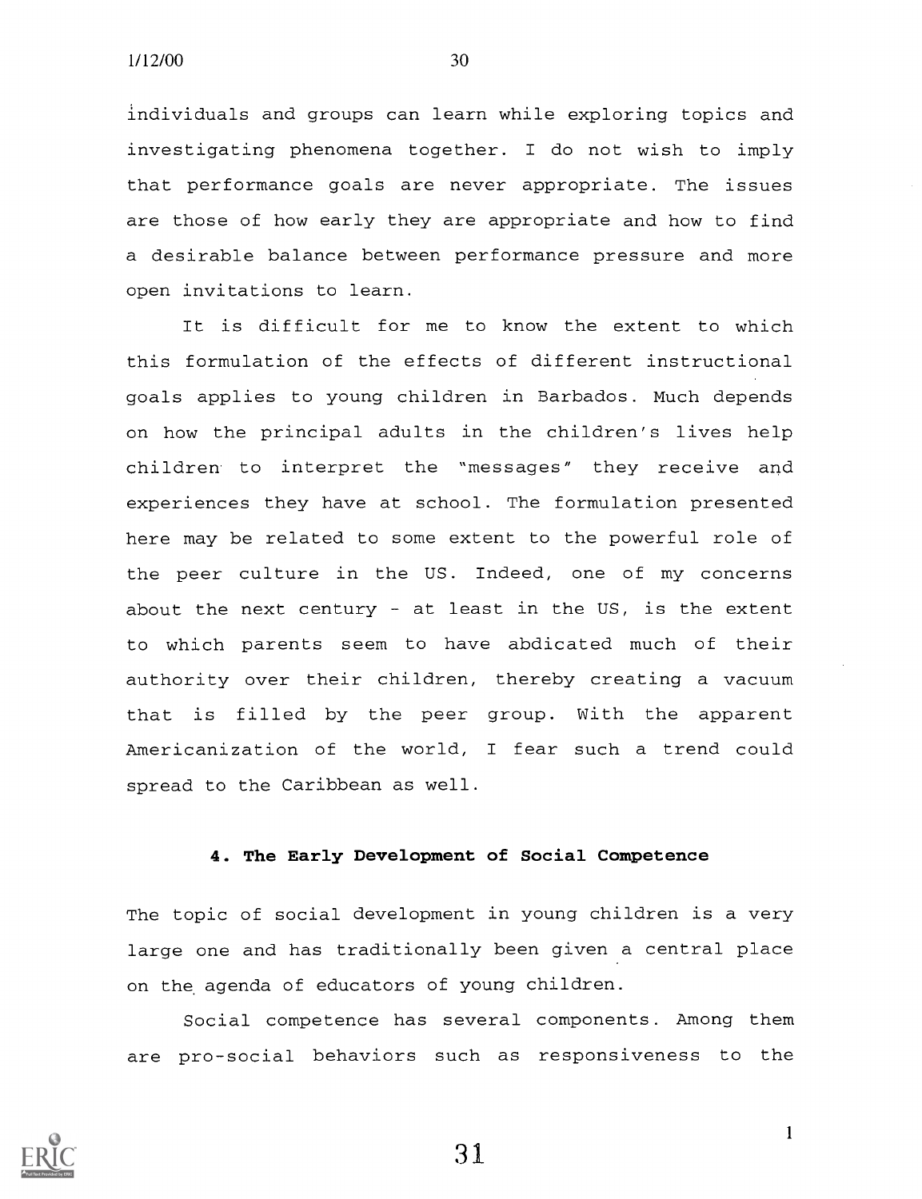individuals and groups can learn while exploring topics and investigating phenomena together. I do not wish to imply that performance goals are never appropriate. The issues are those of how early they are appropriate and how to find a desirable balance between performance pressure and more open invitations to learn.

It is difficult for me to know the extent to which this formulation of the effects of different instructional goals applies to young children in Barbados. Much depends on how the principal adults in the children's lives help children to interpret the "messages" they receive and experiences they have at school. The formulation presented here may be related to some extent to the powerful role of the peer culture in the US. Indeed, one of my concerns about the next century - at least in the US, is the extent to which parents seem to have abdicated much of their authority over their children, thereby creating a vacuum that is filled by the peer group. With the apparent Americanization of the world, I fear such a trend could spread to the Caribbean as well.

#### 4. The Early Development of Social Competence

The topic of social development in young children is a very large one and has traditionally been given a central place on the agenda of educators of young children.

Social competence has several components. Among them are pro-social behaviors such as responsiveness to the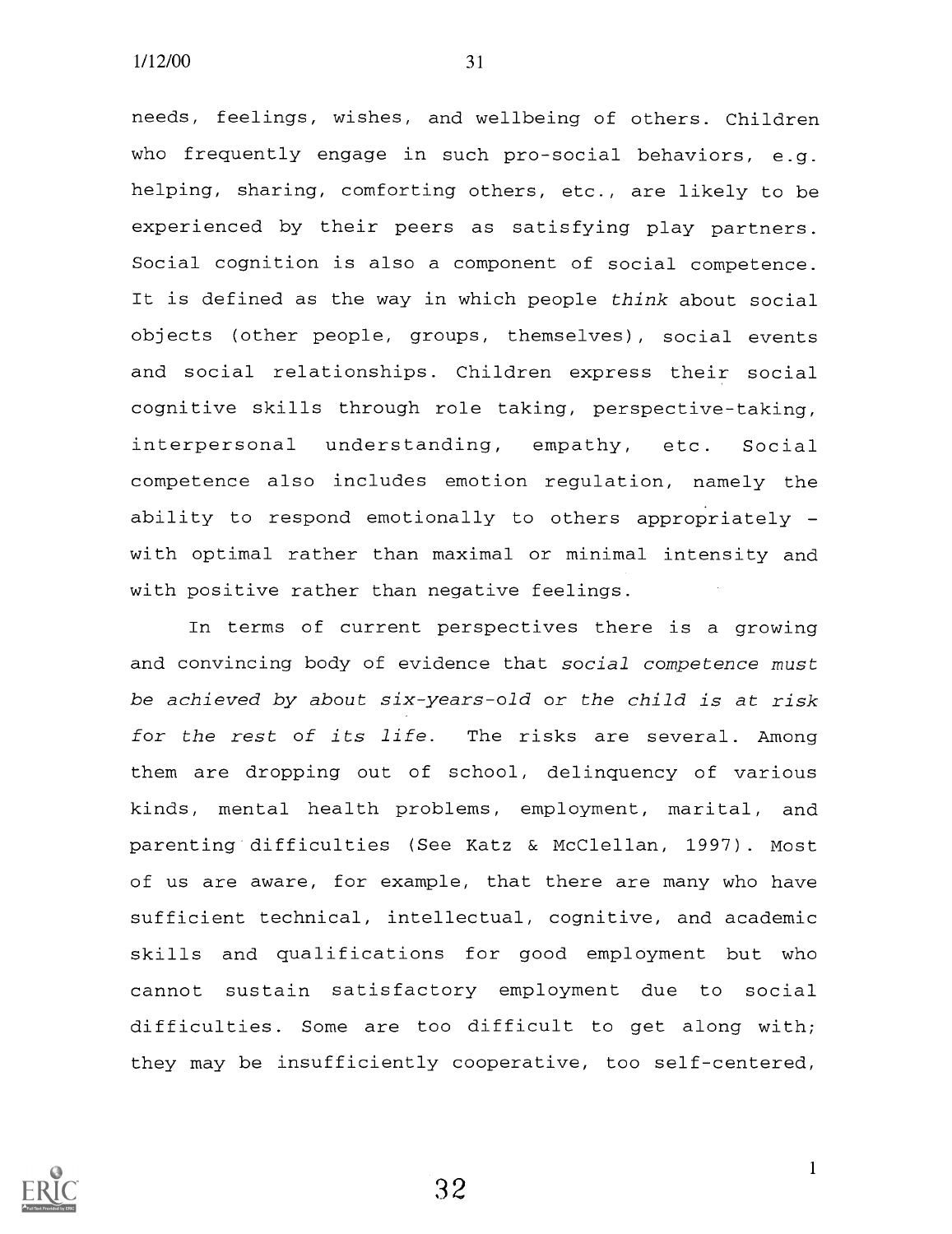needs, feelings, wishes, and wellbeing of others. Children who frequently engage in such pro-social behaviors, e.g. helping, sharing, comforting others, etc., are likely to be experienced by their peers as satisfying play partners. Social cognition is also a component of social competence. It is defined as the way in which people *think* about social objects (other people, groups, themselves), social events and social relationships. Children express their social cognitive skills through role taking, perspective-taking, interpersonal understanding, empathy, etc. Social competence also includes emotion regulation, namely the ability to respond emotionally to others appropriately - with optimal rather than maximal or minimal intensity and with positive rather than negative feelings.

In terms of current perspectives there is a growing and convincing body of evidence that *social competence must be achieved by about six-years-old or the child is at risk for the rest of its life.* The risks are several. Among them are dropping out of school, delinquency of various kinds, mental health problems, employment, marital, and parenting difficulties (See Katz & McClellan, 1997). Most of us are aware, for example, that there are many who have sufficient technical, intellectual, cognitive, and academic skills and qualifications for good employment but who cannot sustain satisfactory employment due to social difficulties. Some are too difficult to get along with; they may be insufficiently cooperative, too self-centered,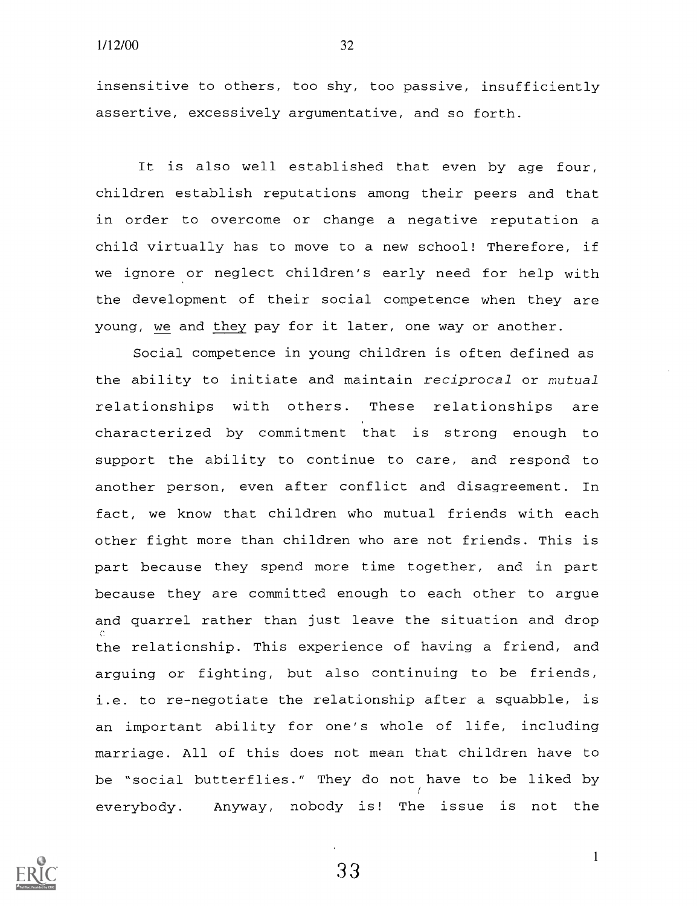insensitive to others, too shy, too passive, insufficiently assertive, excessively argumentative, and so forth.

It is also well established that even by age four, children establish reputations among their peers and that in order to overcome or change a negative reputation a child virtually has to move to a new school! Therefore, if we ignore or neglect children's early need for help with the development of their social competence when they are young, <u>we</u> and <u>they</u> pay for it later, one way or another.

Social competence in young children is often defined as the ability to initiate and maintain *reciprocal* or *mutual* relationships with others. These relationships are characterized by commitment that is strong enough to support the ability to continue to care, and respond to another person, even after conflict and disagreement. In fact, we know that children who mutual friends with each other fight more than children who are not friends. This is part because they spend more time together, and in part because they are committed enough to each other to argue and quarrel rather than just leave the situation and drop the relationship. This experience of having a friend, and arguing or fighting, but also continuing to be friends, i.e. to re-negotiate the relationship after a squabble, is an important ability for one's whole of life, including marriage. All of this does not mean that children have to be "social butterflies." They do not have to be liked by everybody. Anyway, nobody is! The issue is not the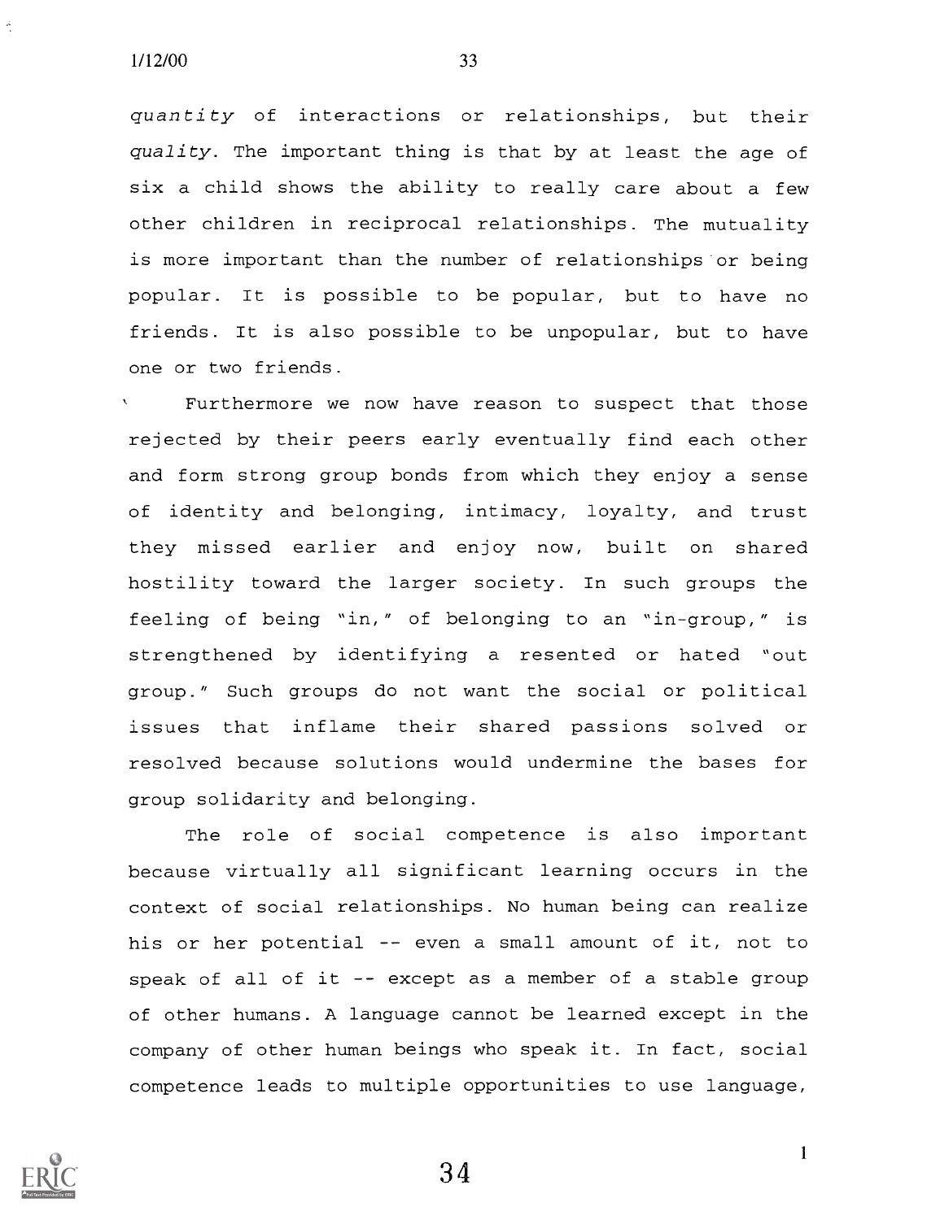*quantity* of interactions or relationships, but their *quality*. The important thing is that by at least the age of six a child shows the ability to really care about a few other children in reciprocal relationships. The mutuality is more important than the number of relationships or being popular. It is possible to be popular, but to have no friends. It is also possible to be unpopular, but to have one or two friends.

Furthermore we now have reason to suspect that those rejected by their peers early eventually find each other and form strong group bonds from which they enjoy a sense of identity and belonging, intimacy, loyalty, and trust they missed earlier and enjoy now, built on shared hostility toward the larger society. In such groups the feeling of being "in," of belonging to an "in-group," is strengthened by identifying a resented or hated "out group." Such groups do not want the social or political issues that inflame their shared passions solved or resolved because solutions would undermine the bases for group solidarity and belonging.

The role of social competence is also important because virtually all significant learning occurs in the context of social relationships. No human being can realize his or her potential -- even a small amount of it, not to speak of all of it -- except as a member of a stable group of other humans. A language cannot be learned except in the company of other human beings who speak it. In fact, social competence leads to multiple opportunities to use language,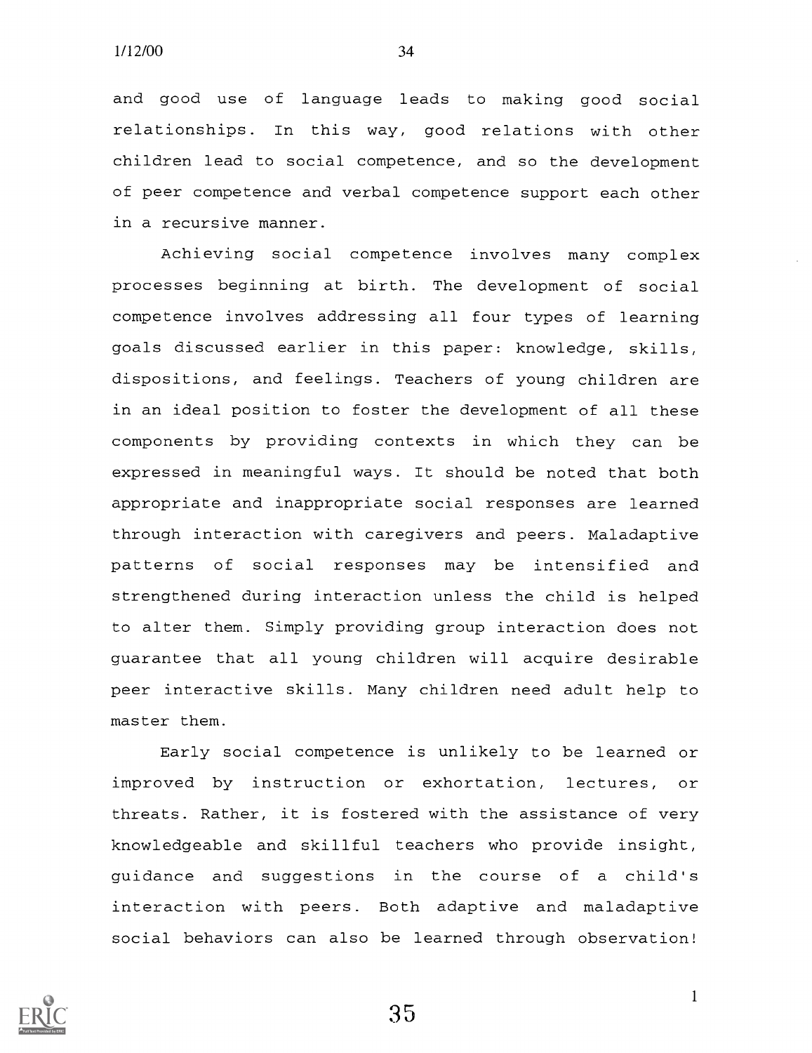and good use of language leads to making good social relationships. In this way, good relations with other children lead to social competence, and so the development of peer competence and verbal competence support each other in a recursive manner.

Achieving social competence involves many complex processes beginning at birth. The development of social competence involves addressing all four types of learning goals discussed earlier in this paper: knowledge, skills, dispositions, and feelings. Teachers of young children are in an ideal position to foster the development of all these components by providing contexts in which they can be expressed in meaningful ways. It should be noted that both appropriate and inappropriate social responses are learned through interaction with caregivers and peers. Maladaptive patterns of social responses may be intensified and strengthened during interaction unless the child is helped to alter them. Simply providing group interaction does not guarantee that all young children will acquire desirable peer interactive skills. Many children need adult help to master them.

Early social competence is unlikely to be learned or improved by instruction or exhortation, lectures, or threats. Rather, it is fostered with the assistance of very knowledgeable and skillful teachers who provide insight, guidance and suggestions in the course of a child's interaction with peers. Both adaptive and maladaptive social behaviors can also be learned through observation!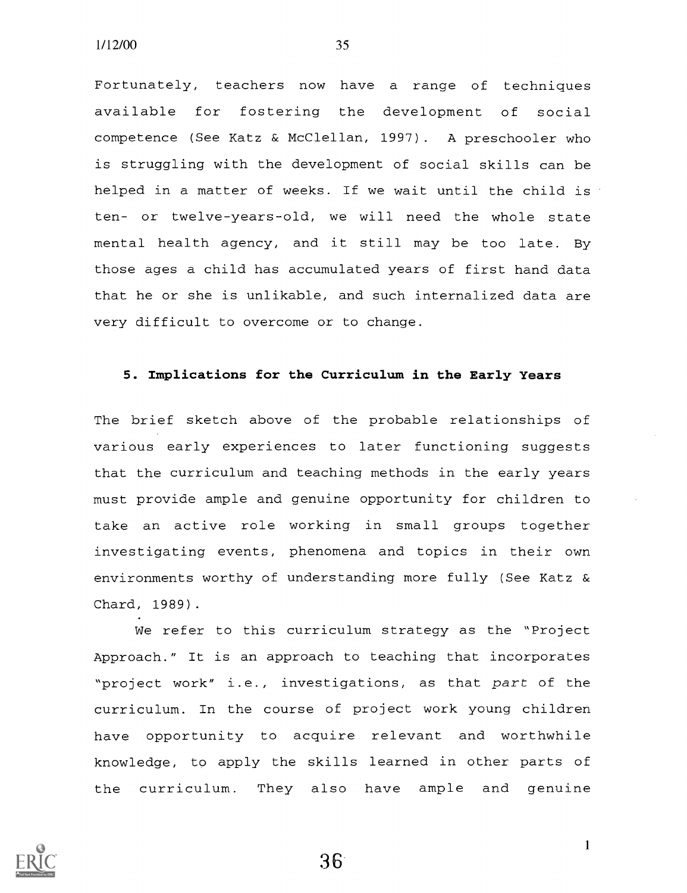Fortunately, teachers now have a range of techniques available for fostering the development of social competence (See Katz & McClellan, 1997). A preschooler who is struggling with the development of social skills can be helped in a matter of weeks. If we wait until the child is ten- or twelve-years-old, we will need the whole state mental health agency, and it still may be too late. By those ages a child has accumulated years of first hand data that he or she is unlikable, and such internalized data are very difficult to overcome or to change.

### 5. Implications for the Curriculum in the Early Years

The brief sketch above of the probable relationships of various early experiences to later functioning suggests that the curriculum and teaching methods in the early years must provide ample and genuine opportunity for children to take an active role working in small groups together investigating events, phenomena and topics in their own environments worthy of understanding more fully (See Katz & Chard, 1989).

We refer to this curriculum strategy as the "Project Approach." It is an approach to teaching that incorporates "project work" i.e., investigations, as that *part* of the curriculum. In the course of project work young children have opportunity to acquire relevant and worthwhile knowledge, to apply the skills learned in other parts of the curriculum. They also have ample and genuine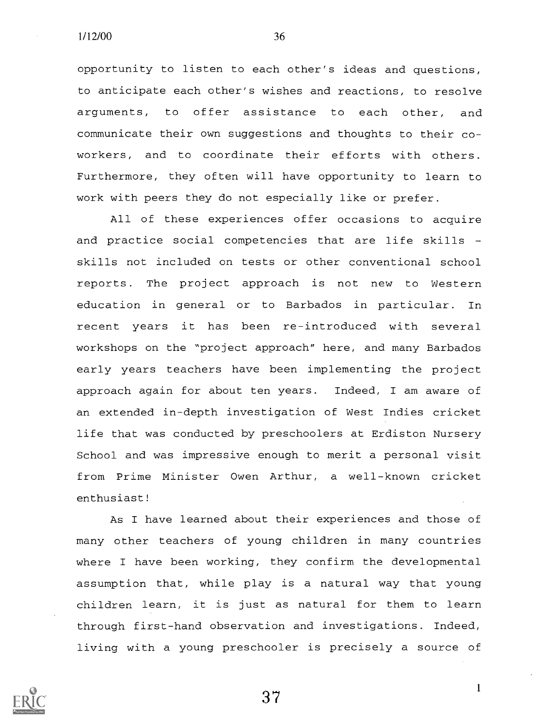opportunity to listen to each other's ideas and questions, to anticipate each other's wishes and reactions, to resolve arguments, to offer assistance to each other, and communicate their own suggestions and thoughts to their co-workers, and to coordinate their efforts with others. Furthermore, they often will have opportunity to learn to work with peers they do not especially like or prefer.

All of these experiences offer occasions to acquire and practice social competencies that are life skills - skills not included on tests or other conventional school reports. The project approach is not new to Western education in general or to Barbados in particular. In recent years it has been re-introduced with several workshops on the "project approach" here, and many Barbados early years teachers have been implementing the project approach again for about ten years. Indeed, I am aware of an extended in-depth investigation of West Indies cricket life that was conducted by preschoolers at Erdiston Nursery School and was impressive enough to merit a personal visit from Prime Minister Owen Arthur, a well-known cricket enthusiast!

As I have learned about their experiences and those of many other teachers of young children in many countries where I have been working, they confirm the developmental assumption that, while play is a natural way that young children learn, it is just as natural for them to learn through first-hand observation and investigations. Indeed, living with a young preschooler is precisely a source of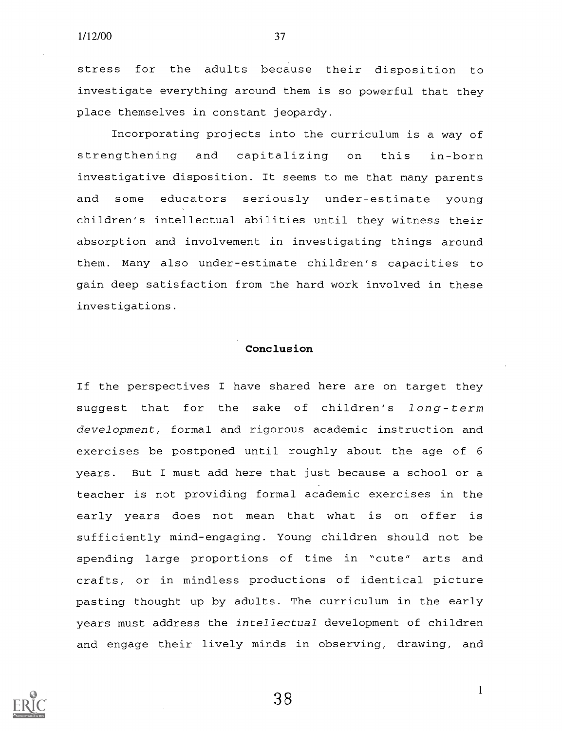stress for the adults because their disposition to investigate everything around them is so powerful that they place themselves in constant jeopardy.

Incorporating projects into the curriculum is a way of strengthening and capitalizing on this in-born investigative disposition. It seems to me that many parents and some educators seriously under-estimate young children's intellectual abilities until they witness their absorption and involvement in investigating things around them. Many also under-estimate children's capacities to gain deep satisfaction from the hard work involved in these investigations.

## Conclusion

If the perspectives I have shared here are on target they suggest that for the sake of children's *long-term development*, formal and rigorous academic instruction and exercises be postponed until roughly about the age of 6 years. But I must add here that just because a school or a teacher is not providing formal academic exercises in the early years does not mean that what is on offer is sufficiently mind-engaging. Young children should not be spending large proportions of time in "cute" arts and crafts, or in mindless productions of identical picture pasting thought up by adults. The curriculum in the early years must address the *intellectual* development of children and engage their lively minds in observing, drawing, and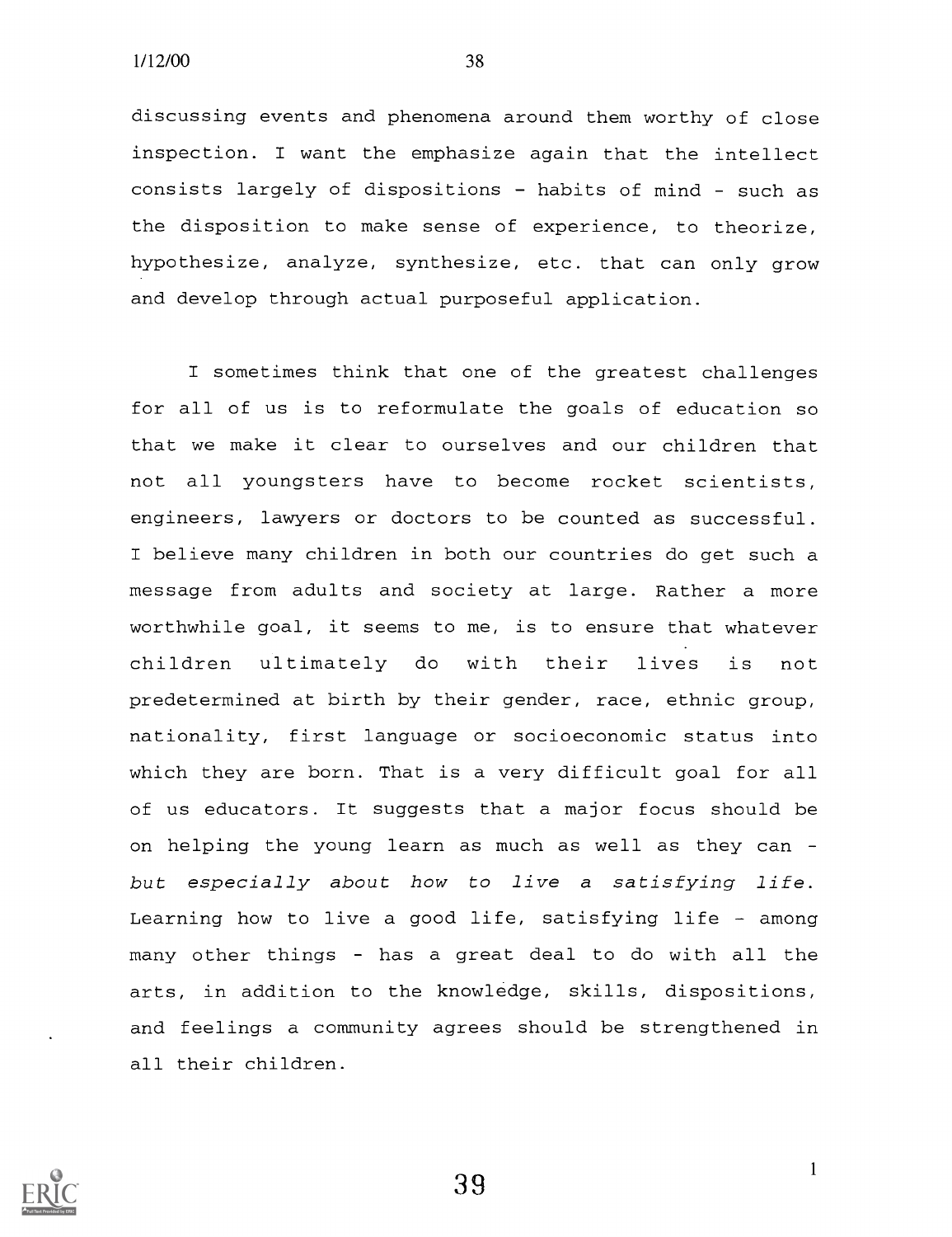discussing events and phenomena around them worthy of close inspection. I want the emphasize again that the intellect consists largely of dispositions - habits of mind - such as the disposition to make sense of experience, to theorize, hypothesize, analyze, synthesize, etc. that can only grow and develop through actual purposeful application.

I sometimes think that one of the greatest challenges for all of us is to reformulate the goals of education so that we make it clear to ourselves and our children that not all youngsters have to become rocket scientists, engineers, lawyers or doctors to be counted as successful. I believe many children in both our countries do get such a message from adults and society at large. Rather a more worthwhile goal, it seems to me, is to ensure that whatever children ultimately do with their lives is not predetermined at birth by their gender, race, ethnic group, nationality, first language or socioeconomic status into which they are born. That is a very difficult goal for all of us educators. It suggests that a major focus should be on helping the young learn as much as well as they can - *but especially about how to live a satisfying life.* Learning how to live a good life, satisfying life - among many other things - has a great deal to do with all the arts, in addition to the knowledge, skills, dispositions, and feelings a community agrees should be strengthened in all their children.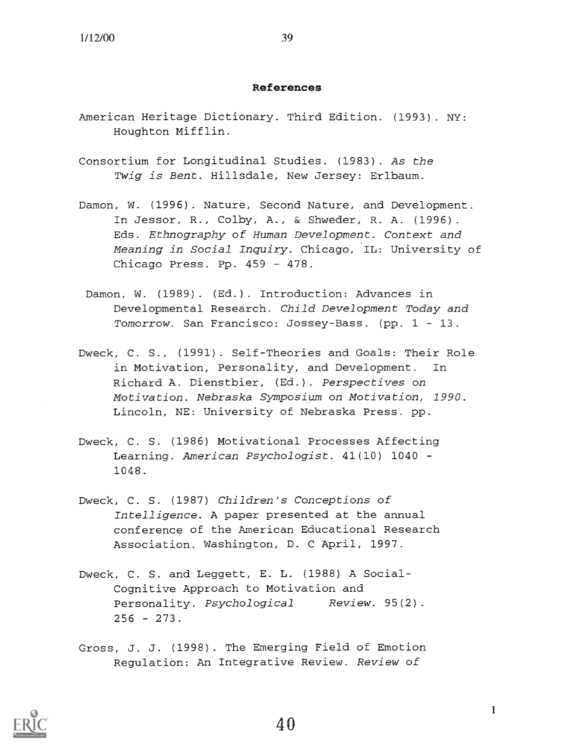## References

American Heritage Dictionary. Third Edition. (1993). NY: Houghton Mifflin.

Consortium for Longitudinal Studies. (1983). *As the Twig is Bent*. Hillsdale, New Jersey: Erlbaum.

Damon, W. (1996). Nature, Second Nature, and Development. In Jessor, R., Colby, A., & Shweder, R. A. (1996). Eds. *Ethnography of Human Development. Context and Meaning in Social Inquiry*. Chicago, IL: University of Chicago Press. Pp. 459 - 478.

Damon, W. (1989). (Ed.). Introduction: Advances in Developmental Research. *Child Development Today and Tomorrow*. San Francisco: Jossey-Bass. (pp. 1 - 13.

Dweck, C. S., (1991). Self-Theories and Goals: Their Role in Motivation, Personality, and Development. In Richard A. Dienstbier, (Ed.). *Perspectives on Motivation. Nebraska Symposium on Motivation, 1990*. Lincoln, NE: University of Nebraska Press. pp.

Dweck, C. S. (1986) Motivational Processes Affecting Learning. *American Psychologist*. 41(10) 1040 - 1048.

Dweck, C. S. (1987) *Children's Conceptions of Intelligence*. A paper presented at the annual conference of the American Educational Research Association. Washington, D. C April, 1997.

Dweck, C. S. and Leggett, E. L. (1988) A Social-Cognitive Approach to Motivation and Personality. *Psychological Review*. 95(2). 256 - 273.

Gross, J. J. (1998). The Emerging Field of Emotion Regulation: An Integrative Review. *Review of*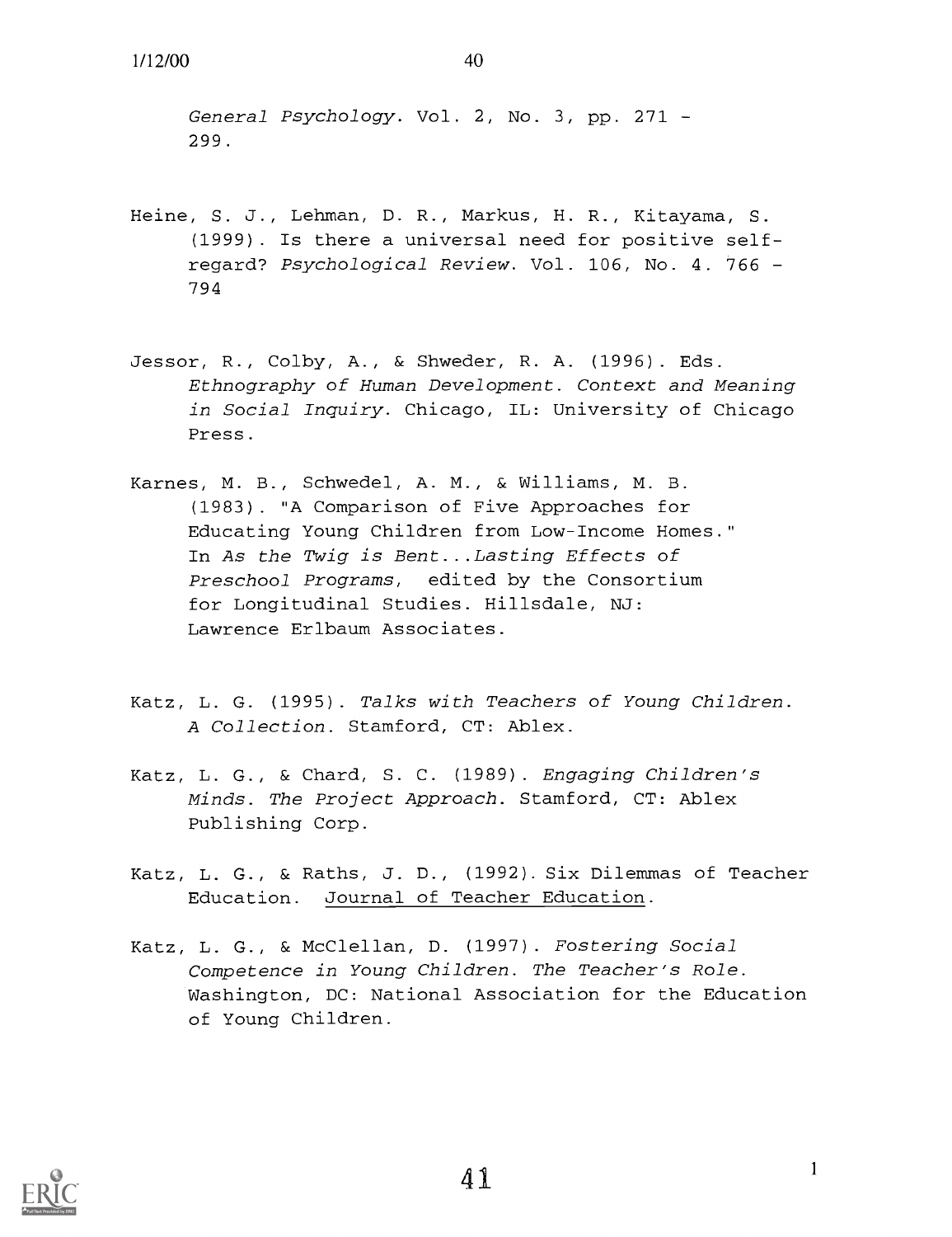*General Psychology*. Vol. 2, No. 3, pp. 271 - 299.

Heine, S. J., Lehman, D. R., Markus, H. R., Kitayama, S. (1999). Is there a universal need for positive self-regard? *Psychological Review*. Vol. 106, No. 4. 766 - 794

Jessor, R., Colby, A., & Shweder, R. A. (1996). Eds. *Ethnography of Human Development. Context and Meaning in Social Inquiry*. Chicago, IL: University of Chicago Press.

Karnes, M. B., Schwedel, A. M., & Williams, M. B. (1983). "A Comparison of Five Approaches for Educating Young Children from Low-Income Homes." In *As the Twig is Bent...Lasting Effects of Preschool Programs*, edited by the Consortium for Longitudinal Studies. Hillsdale, NJ: Lawrence Erlbaum Associates.

Katz, L. G. (1995). *Talks with Teachers of Young Children. A Collection*. Stamford, CT: Ablex.

Katz, L. G., & Chard, S. C. (1989). *Engaging Children's Minds. The Project Approach*. Stamford, CT: Ablex Publishing Corp.

Katz, L. G., & Raths, J. D., (1992). Six Dilemmas of Teacher Education. Journal of Teacher Education.

Katz, L. G., & McClellan, D. (1997). *Fostering Social Competence in Young Children. The Teacher's Role*. Washington, DC: National Association for the Education of Young Children.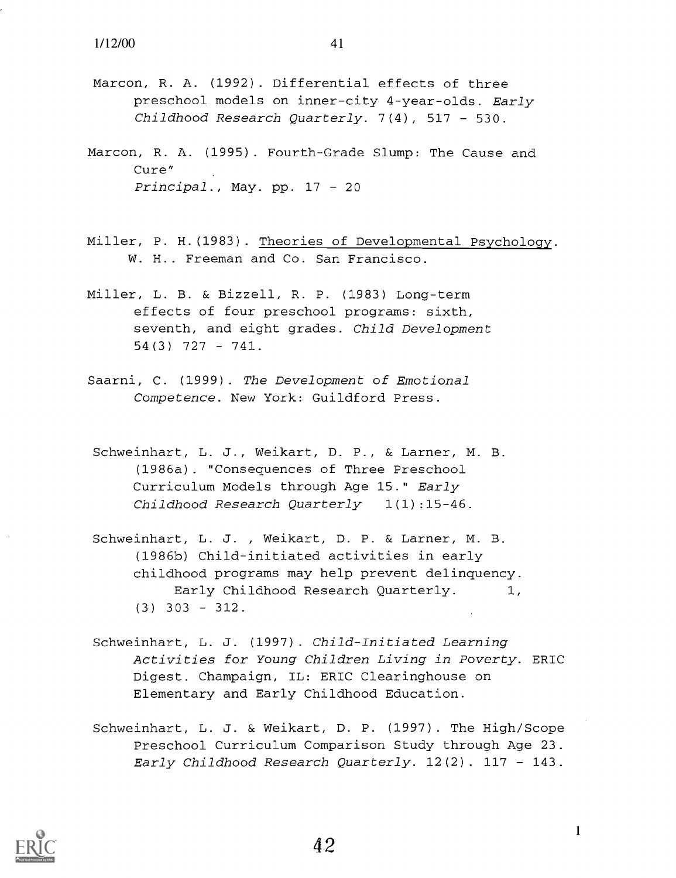Marcon, R. A. (1992). Differential effects of three preschool models on inner-city 4-year-olds. *Early Childhood Research Quarterly*. 7(4), 517 - 530.

Marcon, R. A. (1995). Fourth-Grade Slump: The Cause and Cure" *Principal*., May. pp. 17 - 20

Miller, P. H.(1983). Theories of Developmental Psychology. W. H.. Freeman and Co. San Francisco.

Miller, L. B. & Bizzell, R. P. (1983) Long-term effects of four preschool programs: sixth, seventh, and eight grades. *Child Development* 54(3) 727 - 741.

Saarni, C. (1999). *The Development of Emotional Competence*. New York: Guildford Press.

Schweinhart, L. J., Weikart, D. P., & Larner, M. B. (1986a). "Consequences of Three Preschool Curriculum Models through Age 15." *Early Childhood Research Quarterly* 1(1):15-46.

Schweinhart, L. J. , Weikart, D. P. & Larner, M. B. (1986b) Child-initiated activities in early childhood programs may help prevent delinquency. Early Childhood Research Quarterly. 1, (3) 303 - 312.

Schweinhart, L. J. (1997). *Child-Initiated Learning Activities for Young Children Living in Poverty*. ERIC Digest. Champaign, IL: ERIC Clearinghouse on Elementary and Early Childhood Education.

Schweinhart, L. J. & Weikart, D. P. (1997). The High/Scope Preschool Curriculum Comparison Study through Age 23. *Early Childhood Research Quarterly*. 12(2). 117 - 143.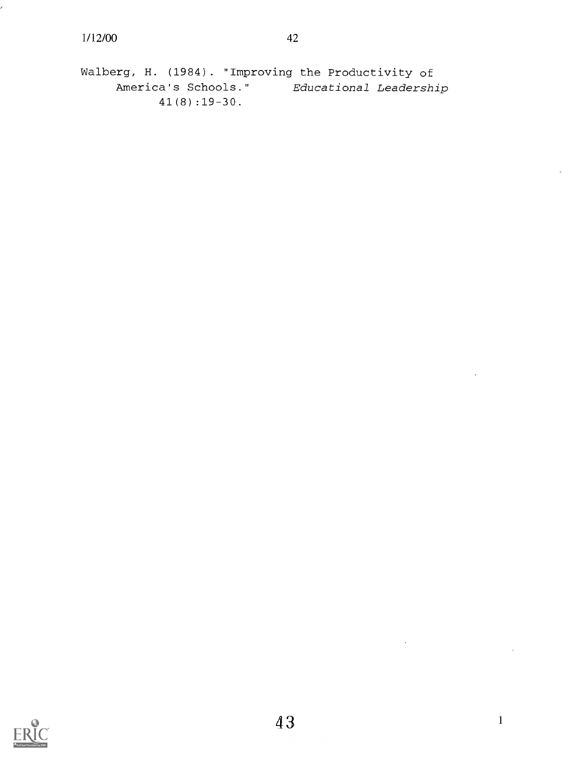Walberg, H. (1984). "Improving the Productivity of America's Schools." *Educational Leadership* 41(8):19-30.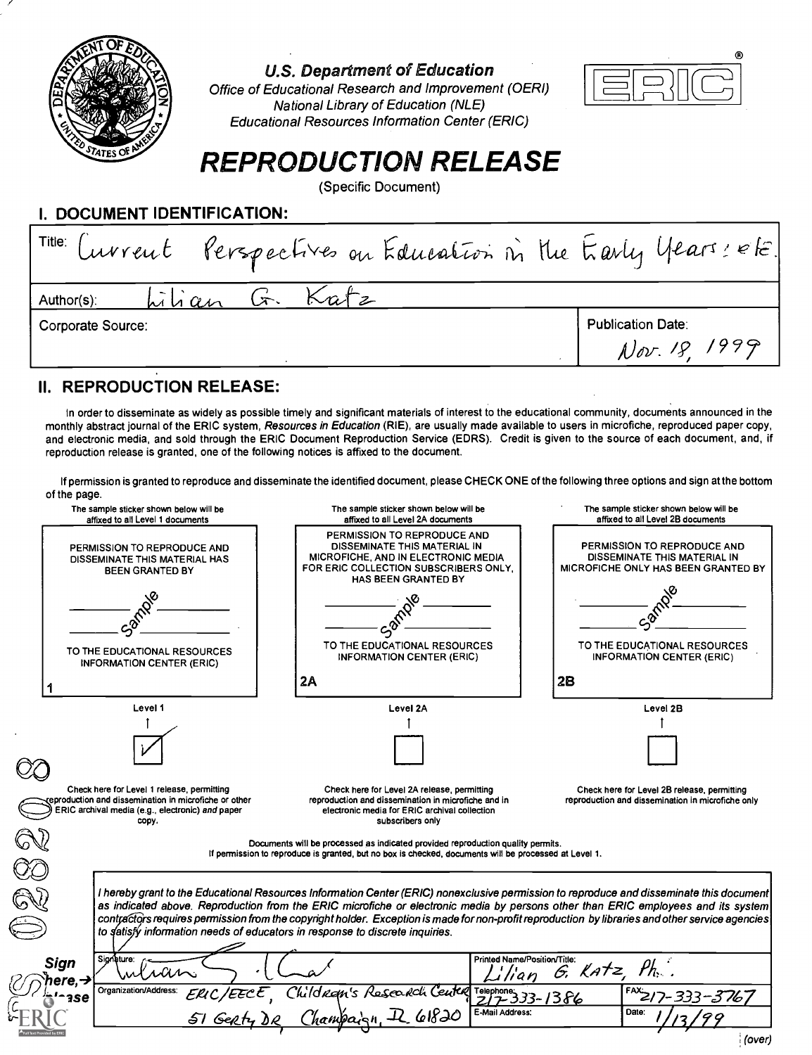U.S. Department of Education

Office of Educational Research and Improvement (OERI)

National Library of Education (NLE)

Educational Resources Information Center (ERIC)

ERIC®

# REPRODUCTION RELEASE

(Specific Document)

## I. DOCUMENT IDENTIFICATION:

| | |
|---|---|
| Title: Current Perspectives on Education in the Early Years: etc. | |
| Author(s): Lilian G. Katz | |
| Corporate Source: | Publication Date: Nov. 18, 1999 |

## II. REPRODUCTION RELEASE:

In order to disseminate as widely as possible timely and significant materials of interest to the educational community, documents announced in the monthly abstract journal of the ERIC system, *Resources in Education* (RIE), are usually made available to users in microfiche, reproduced paper copy, and electronic media, and sold through the ERIC Document Reproduction Service (EDRS). Credit is given to the source of each document, and, if reproduction release is granted, one of the following notices is affixed to the document.

If permission is granted to reproduce and disseminate the identified document, please CHECK ONE of the following three options and sign at the bottom of the page.

| The sample sticker shown below will be affixed to all Level 1 documents | The sample sticker shown below will be affixed to all Level 2A documents | The sample sticker shown below will be affixed to all Level 2B documents |
|---|---|---|
| PERMISSION TO REPRODUCE AND DISSEMINATE THIS MATERIAL HAS BEEN GRANTED BY _____ Sample _____ TO THE EDUCATIONAL RESOURCES INFORMATION CENTER (ERIC) **1** | PERMISSION TO REPRODUCE AND DISSEMINATE THIS MATERIAL IN MICROFICHE, AND IN ELECTRONIC MEDIA FOR ERIC COLLECTION SUBSCRIBERS ONLY, HAS BEEN GRANTED BY _____ Sample _____ TO THE EDUCATIONAL RESOURCES INFORMATION CENTER (ERIC) **2A** | PERMISSION TO REPRODUCE AND DISSEMINATE THIS MATERIAL IN MICROFICHE ONLY HAS BEEN GRANTED BY _____ Sample _____ TO THE EDUCATIONAL RESOURCES INFORMATION CENTER (ERIC) **2B** |
| Level 1 | Level 2A | Level 2B |
| ☑ | ☐ | ☐ |
| Check here for Level 1 release, permitting reproduction and dissemination in microfiche or other ERIC archival media (e.g., electronic) *and* paper copy. | Check here for Level 2A release, permitting reproduction and dissemination in microfiche and in electronic media for ERIC archival collection subscribers only | Check here for Level 2B release, permitting reproduction and dissemination in microfiche only |

Documents will be processed as indicated provided reproduction quality permits.
If permission to reproduce is granted, but no box is checked, documents will be processed at Level 1.

*I hereby grant to the Educational Resources Information Center (ERIC) nonexclusive permission to reproduce and disseminate this document as indicated above. Reproduction from the ERIC microfiche or electronic media by persons other than ERIC employees and its system contractors requires permission from the copyright holder. Exception is made for non-profit reproduction by libraries and other service agencies to satisfy information needs of educators in response to discrete inquiries.*

**Sign here, → please**

| | | |
|---|---|---|
| Signature: Lilian G. Katz | Printed Name/Position/Title: Lilian G. Katz, Ph.D. | |
| Organization/Address: ERIC/EECE, Children's Research Center, 51 Gerty Dr, Champaign, IL 61820 | Telephone: 217-333-1386 | FAX: 217-333-3767 |
| | E-Mail Address: | Date: 1/13/99 |

(over)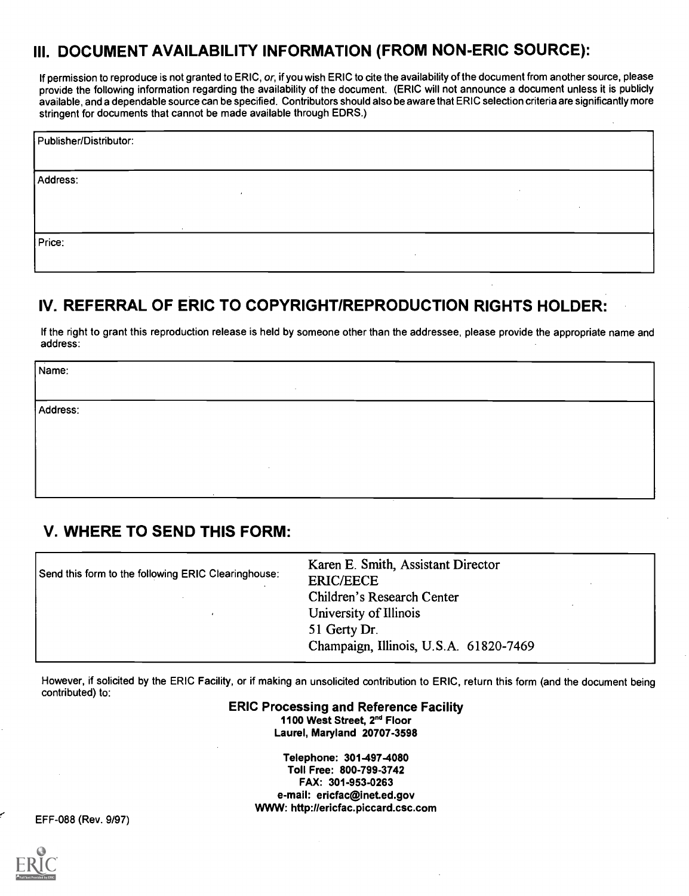## III. DOCUMENT AVAILABILITY INFORMATION (FROM NON-ERIC SOURCE):

If permission to reproduce is not granted to ERIC, *or*, if you wish ERIC to cite the availability of the document from another source, please provide the following information regarding the availability of the document. (ERIC will not announce a document unless it is publicly available, and a dependable source can be specified. Contributors should also be aware that ERIC selection criteria are significantly more stringent for documents that cannot be made available through EDRS.)

| |
|---|
| Publisher/Distributor: |
| Address: |
| Price: |

## IV. REFERRAL OF ERIC TO COPYRIGHT/REPRODUCTION RIGHTS HOLDER:

If the right to grant this reproduction release is held by someone other than the addressee, please provide the appropriate name and address:

| |
|---|
| Name: |
| Address: |

## V. WHERE TO SEND THIS FORM:

| | |
|---|---|
| Send this form to the following ERIC Clearinghouse: | Karen E. Smith, Assistant Director<br>ERIC/EECE<br>Children's Research Center<br>University of Illinois<br>51 Gerty Dr.<br>Champaign, Illinois, U.S.A. 61820-7469 |

However, if solicited by the ERIC Facility, or if making an unsolicited contribution to ERIC, return this form (and the document being contributed) to:

**ERIC Processing and Reference Facility**
**1100 West Street, 2nd Floor**
**Laurel, Maryland 20707-3598**

**Telephone: 301-497-4080**
**Toll Free: 800-799-3742**
**FAX: 301-953-0263**
**e-mail: ericfac@inet.ed.gov**
**WWW: http://ericfac.piccard.csc.com**

EFF-088 (Rev. 9/97)